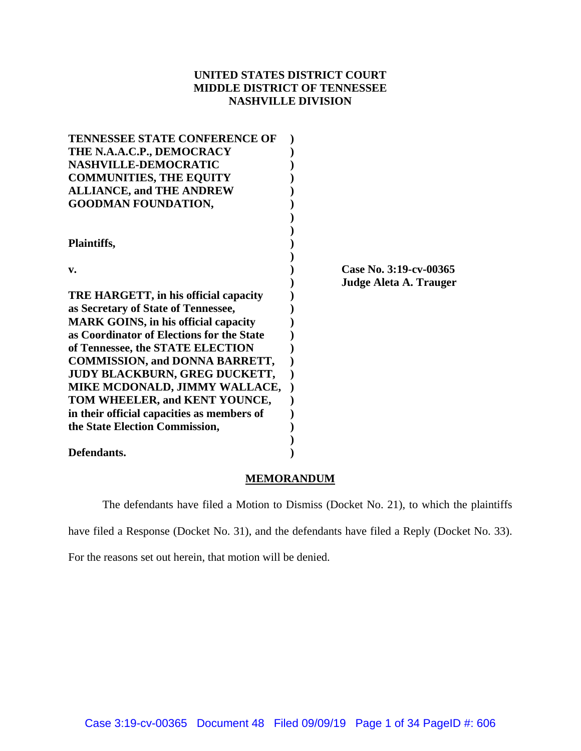**UNITED STATES DISTRICT COURT**
**MIDDLE DISTRICT OF TENNESSEE**
**NASHVILLE DIVISION**

| | | |
|---|---|---|
| **TENNESSEE STATE CONFERENCE OF THE N.A.A.C.P., DEMOCRACY NASHVILLE-DEMOCRATIC COMMUNITIES, THE EQUITY ALLIANCE, and THE ANDREW GOODMAN FOUNDATION,** | **)** | |
| **Plaintiffs,** | **)** | |
| **v.** | **)** | **Case No. 3:19-cv-00365** |
| | **)** | **Judge Aleta A. Trauger** |
| **TRE HARGETT, in his official capacity as Secretary of State of Tennessee, MARK GOINS, in his official capacity as Coordinator of Elections for the State of Tennessee, the STATE ELECTION COMMISSION, and DONNA BARRETT, JUDY BLACKBURN, GREG DUCKETT, MIKE MCDONALD, JIMMY WALLACE, TOM WHEELER, and KENT YOUNCE, in their official capacities as members of the State Election Commission,** | **)** | |
| **Defendants.** | **)** | |

**MEMORANDUM**

The defendants have filed a Motion to Dismiss (Docket No. 21), to which the plaintiffs have filed a Response (Docket No. 31), and the defendants have filed a Reply (Docket No. 33). For the reasons set out herein, that motion will be denied.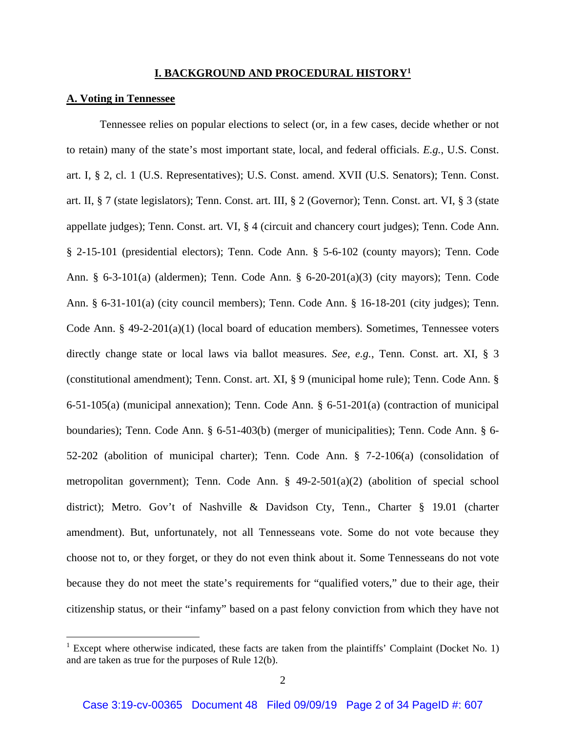# I. BACKGROUND AND PROCEDURAL HISTORY[1]

## A. Voting in Tennessee

Tennessee relies on popular elections to select (or, in a few cases, decide whether or not to retain) many of the state's most important state, local, and federal officials. *E.g.*, U.S. Const. art. I, § 2, cl. 1 (U.S. Representatives); U.S. Const. amend. XVII (U.S. Senators); Tenn. Const. art. II, § 7 (state legislators); Tenn. Const. art. III, § 2 (Governor); Tenn. Const. art. VI, § 3 (state appellate judges); Tenn. Const. art. VI, § 4 (circuit and chancery court judges); Tenn. Code Ann. § 2-15-101 (presidential electors); Tenn. Code Ann. § 5-6-102 (county mayors); Tenn. Code Ann. § 6-3-101(a) (aldermen); Tenn. Code Ann. § 6-20-201(a)(3) (city mayors); Tenn. Code Ann. § 6-31-101(a) (city council members); Tenn. Code Ann. § 16-18-201 (city judges); Tenn. Code Ann. § 49-2-201(a)(1) (local board of education members). Sometimes, Tennessee voters directly change state or local laws via ballot measures. *See, e.g.*, Tenn. Const. art. XI, § 3 (constitutional amendment); Tenn. Const. art. XI, § 9 (municipal home rule); Tenn. Code Ann. § 6-51-105(a) (municipal annexation); Tenn. Code Ann. § 6-51-201(a) (contraction of municipal boundaries); Tenn. Code Ann. § 6-51-403(b) (merger of municipalities); Tenn. Code Ann. § 6-52-202 (abolition of municipal charter); Tenn. Code Ann. § 7-2-106(a) (consolidation of metropolitan government); Tenn. Code Ann. § 49-2-501(a)(2) (abolition of special school district); Metro. Gov't of Nashville & Davidson Cty, Tenn., Charter § 19.01 (charter amendment). But, unfortunately, not all Tennesseans vote. Some do not vote because they choose not to, or they forget, or they do not even think about it. Some Tennesseans do not vote because they do not meet the state's requirements for "qualified voters," due to their age, their citizenship status, or their "infamy" based on a past felony conviction from which they have not

---

[1] Except where otherwise indicated, these facts are taken from the plaintiffs' Complaint (Docket No. 1) and are taken as true for the purposes of Rule 12(b).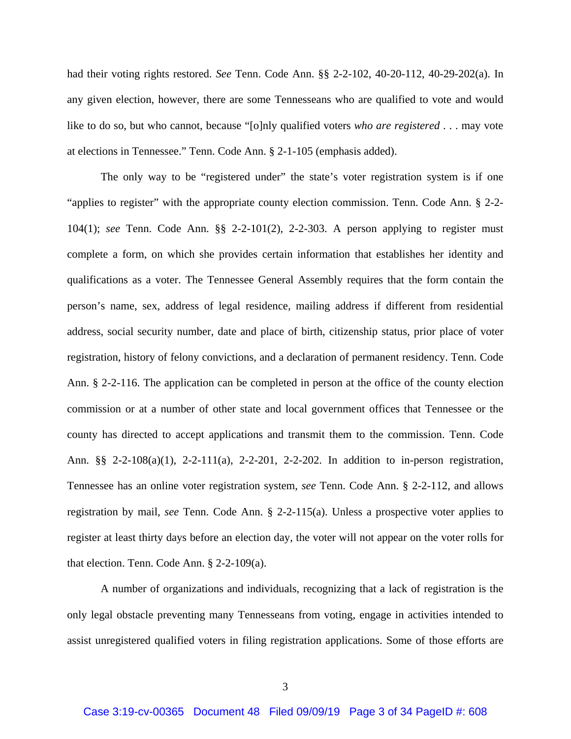had their voting rights restored. *See* Tenn. Code Ann. §§ 2-2-102, 40-20-112, 40-29-202(a). In any given election, however, there are some Tennesseans who are qualified to vote and would like to do so, but who cannot, because "[o]nly qualified voters *who are registered* . . . may vote at elections in Tennessee." Tenn. Code Ann. § 2-1-105 (emphasis added).

The only way to be "registered under" the state's voter registration system is if one "applies to register" with the appropriate county election commission. Tenn. Code Ann. § 2-2-104(1); *see* Tenn. Code Ann. §§ 2-2-101(2), 2-2-303. A person applying to register must complete a form, on which she provides certain information that establishes her identity and qualifications as a voter. The Tennessee General Assembly requires that the form contain the person's name, sex, address of legal residence, mailing address if different from residential address, social security number, date and place of birth, citizenship status, prior place of voter registration, history of felony convictions, and a declaration of permanent residency. Tenn. Code Ann. § 2-2-116. The application can be completed in person at the office of the county election commission or at a number of other state and local government offices that Tennessee or the county has directed to accept applications and transmit them to the commission. Tenn. Code Ann. §§ 2-2-108(a)(1), 2-2-111(a), 2-2-201, 2-2-202. In addition to in-person registration, Tennessee has an online voter registration system, *see* Tenn. Code Ann. § 2-2-112, and allows registration by mail, *see* Tenn. Code Ann. § 2-2-115(a). Unless a prospective voter applies to register at least thirty days before an election day, the voter will not appear on the voter rolls for that election. Tenn. Code Ann. § 2-2-109(a).

A number of organizations and individuals, recognizing that a lack of registration is the only legal obstacle preventing many Tennesseans from voting, engage in activities intended to assist unregistered qualified voters in filing registration applications. Some of those efforts are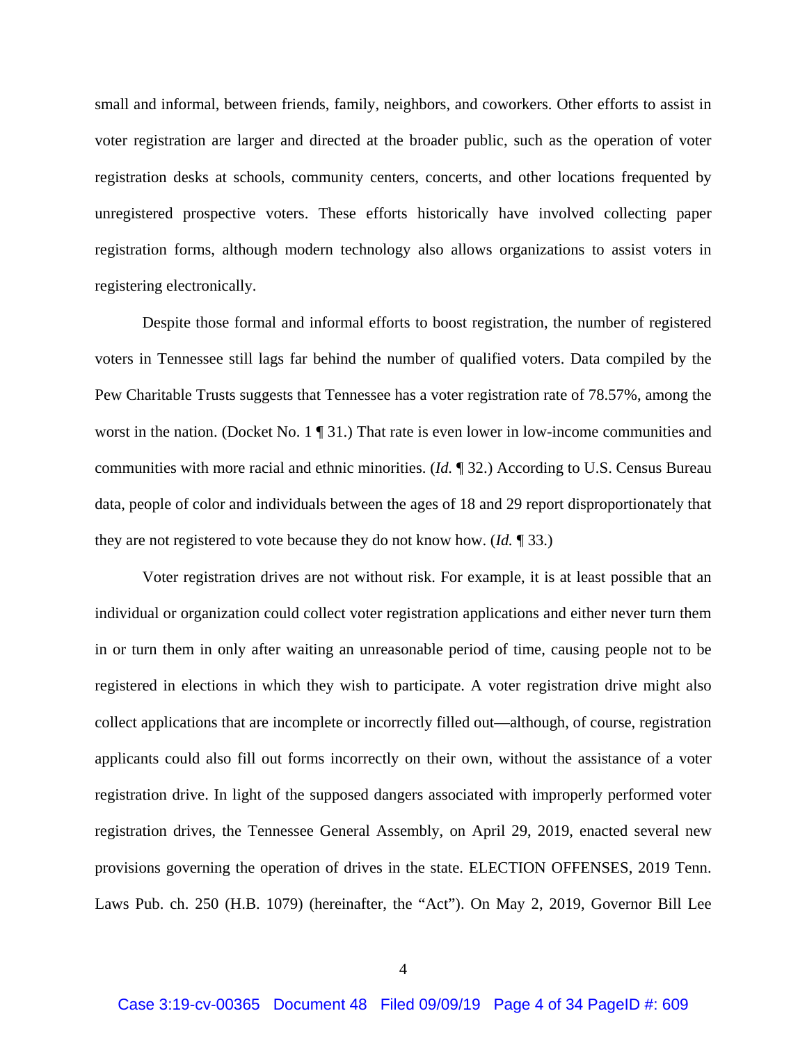small and informal, between friends, family, neighbors, and coworkers. Other efforts to assist in voter registration are larger and directed at the broader public, such as the operation of voter registration desks at schools, community centers, concerts, and other locations frequented by unregistered prospective voters. These efforts historically have involved collecting paper registration forms, although modern technology also allows organizations to assist voters in registering electronically.

Despite those formal and informal efforts to boost registration, the number of registered voters in Tennessee still lags far behind the number of qualified voters. Data compiled by the Pew Charitable Trusts suggests that Tennessee has a voter registration rate of 78.57%, among the worst in the nation. (Docket No. 1 ¶ 31.) That rate is even lower in low-income communities and communities with more racial and ethnic minorities. (*Id.* ¶ 32.) According to U.S. Census Bureau data, people of color and individuals between the ages of 18 and 29 report disproportionately that they are not registered to vote because they do not know how. (*Id.* ¶ 33.)

Voter registration drives are not without risk. For example, it is at least possible that an individual or organization could collect voter registration applications and either never turn them in or turn them in only after waiting an unreasonable period of time, causing people not to be registered in elections in which they wish to participate. A voter registration drive might also collect applications that are incomplete or incorrectly filled out—although, of course, registration applicants could also fill out forms incorrectly on their own, without the assistance of a voter registration drive. In light of the supposed dangers associated with improperly performed voter registration drives, the Tennessee General Assembly, on April 29, 2019, enacted several new provisions governing the operation of drives in the state. ELECTION OFFENSES, 2019 Tenn. Laws Pub. ch. 250 (H.B. 1079) (hereinafter, the "Act"). On May 2, 2019, Governor Bill Lee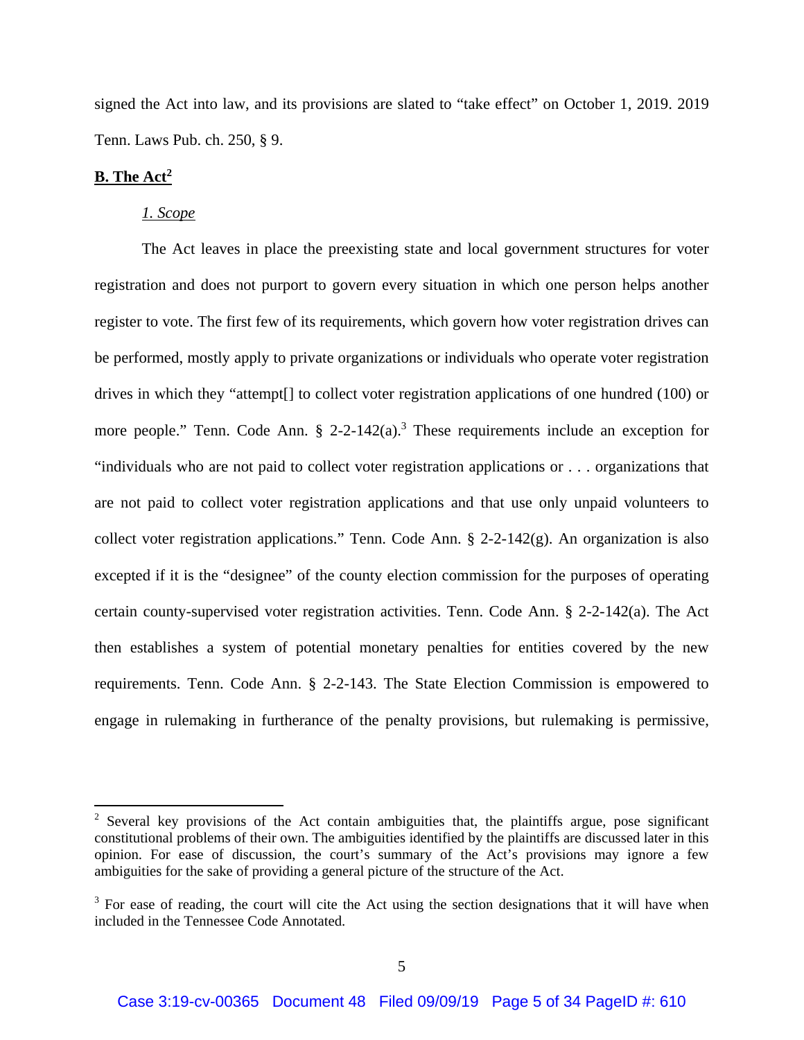signed the Act into law, and its provisions are slated to "take effect" on October 1, 2019. 2019 Tenn. Laws Pub. ch. 250, § 9.

## **B. The Act**[2]

### *1. Scope*

The Act leaves in place the preexisting state and local government structures for voter registration and does not purport to govern every situation in which one person helps another register to vote. The first few of its requirements, which govern how voter registration drives can be performed, mostly apply to private organizations or individuals who operate voter registration drives in which they "attempt[] to collect voter registration applications of one hundred (100) or more people." Tenn. Code Ann. § 2-2-142(a).[3] These requirements include an exception for "individuals who are not paid to collect voter registration applications or . . . organizations that are not paid to collect voter registration applications and that use only unpaid volunteers to collect voter registration applications." Tenn. Code Ann. § 2-2-142(g). An organization is also excepted if it is the "designee" of the county election commission for the purposes of operating certain county-supervised voter registration activities. Tenn. Code Ann. § 2-2-142(a). The Act then establishes a system of potential monetary penalties for entities covered by the new requirements. Tenn. Code Ann. § 2-2-143. The State Election Commission is empowered to engage in rulemaking in furtherance of the penalty provisions, but rulemaking is permissive,

---

[2] Several key provisions of the Act contain ambiguities that, the plaintiffs argue, pose significant constitutional problems of their own. The ambiguities identified by the plaintiffs are discussed later in this opinion. For ease of discussion, the court's summary of the Act's provisions may ignore a few ambiguities for the sake of providing a general picture of the structure of the Act.

[3] For ease of reading, the court will cite the Act using the section designations that it will have when included in the Tennessee Code Annotated.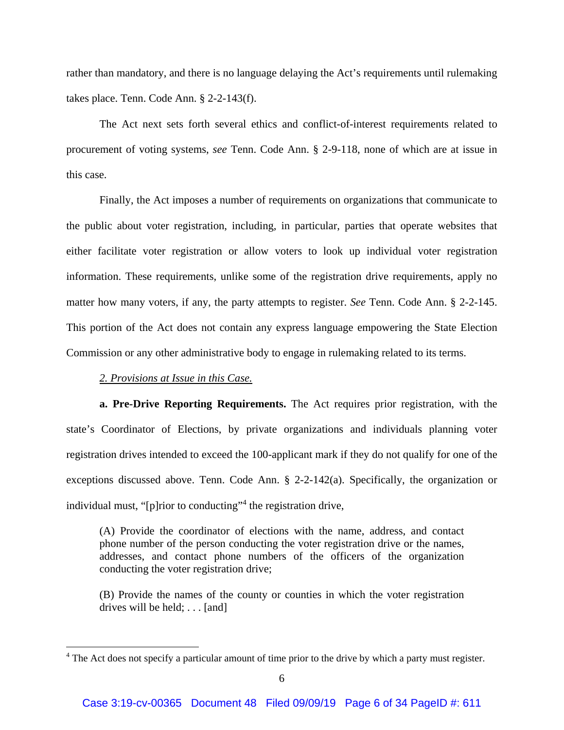rather than mandatory, and there is no language delaying the Act's requirements until rulemaking takes place. Tenn. Code Ann. § 2-2-143(f).

The Act next sets forth several ethics and conflict-of-interest requirements related to procurement of voting systems, *see* Tenn. Code Ann. § 2-9-118, none of which are at issue in this case.

Finally, the Act imposes a number of requirements on organizations that communicate to the public about voter registration, including, in particular, parties that operate websites that either facilitate voter registration or allow voters to look up individual voter registration information. These requirements, unlike some of the registration drive requirements, apply no matter how many voters, if any, the party attempts to register. *See* Tenn. Code Ann. § 2-2-145. This portion of the Act does not contain any express language empowering the State Election Commission or any other administrative body to engage in rulemaking related to its terms.

*2. Provisions at Issue in this Case.*

**a. Pre-Drive Reporting Requirements.** The Act requires prior registration, with the state's Coordinator of Elections, by private organizations and individuals planning voter registration drives intended to exceed the 100-applicant mark if they do not qualify for one of the exceptions discussed above. Tenn. Code Ann. § 2-2-142(a). Specifically, the organization or individual must, "[p]rior to conducting"[4] the registration drive,

> (A) Provide the coordinator of elections with the name, address, and contact phone number of the person conducting the voter registration drive or the names, addresses, and contact phone numbers of the officers of the organization conducting the voter registration drive;
>
> (B) Provide the names of the county or counties in which the voter registration drives will be held; . . . [and]

[4] The Act does not specify a particular amount of time prior to the drive by which a party must register.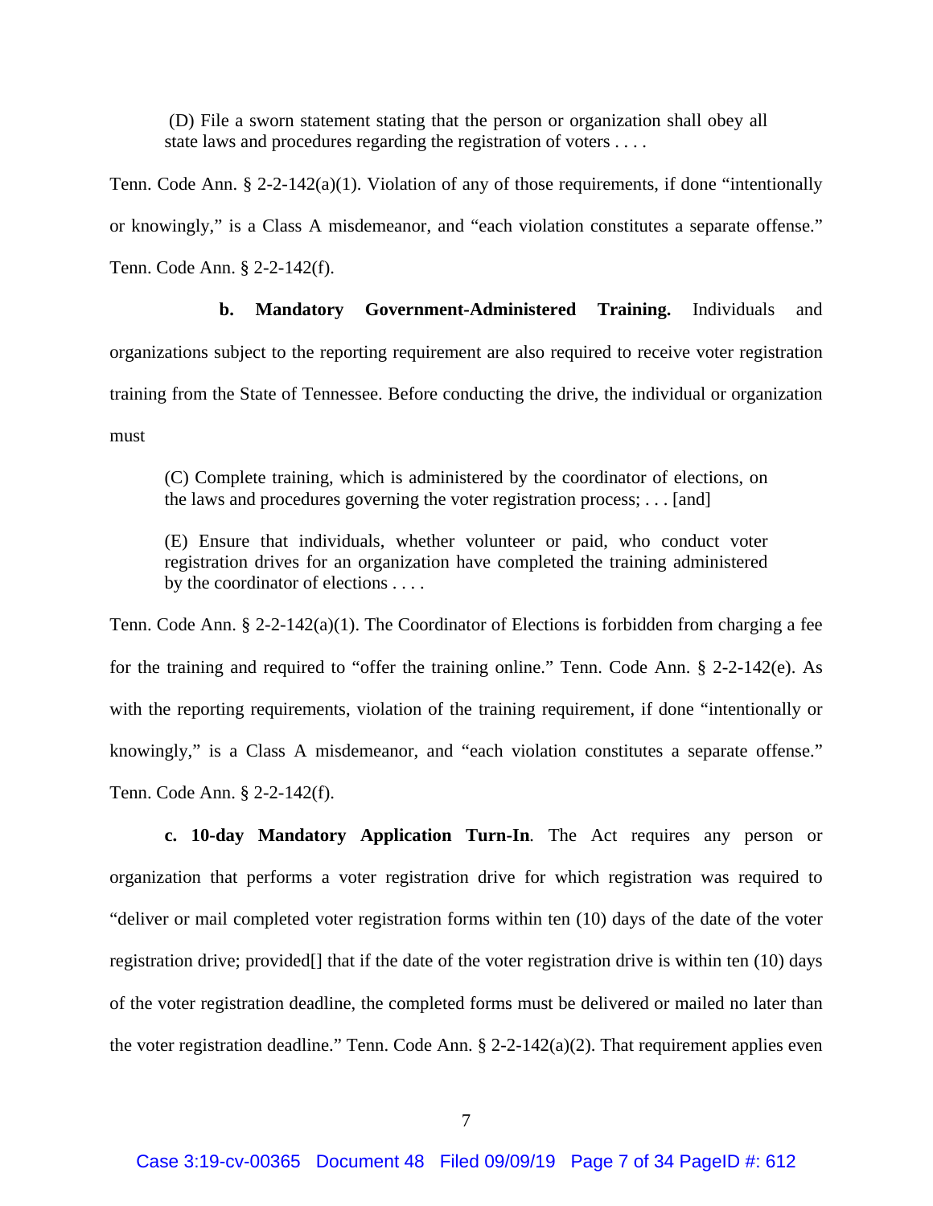> (D) File a sworn statement stating that the person or organization shall obey all state laws and procedures regarding the registration of voters . . . .

Tenn. Code Ann. § 2-2-142(a)(1). Violation of any of those requirements, if done "intentionally or knowingly," is a Class A misdemeanor, and "each violation constitutes a separate offense." Tenn. Code Ann. § 2-2-142(f).

**b. Mandatory Government-Administered Training.** Individuals and organizations subject to the reporting requirement are also required to receive voter registration training from the State of Tennessee. Before conducting the drive, the individual or organization must

> (C) Complete training, which is administered by the coordinator of elections, on the laws and procedures governing the voter registration process; . . . [and]
>
> (E) Ensure that individuals, whether volunteer or paid, who conduct voter registration drives for an organization have completed the training administered by the coordinator of elections . . . .

Tenn. Code Ann. § 2-2-142(a)(1). The Coordinator of Elections is forbidden from charging a fee for the training and required to "offer the training online." Tenn. Code Ann. § 2-2-142(e). As with the reporting requirements, violation of the training requirement, if done "intentionally or knowingly," is a Class A misdemeanor, and "each violation constitutes a separate offense." Tenn. Code Ann. § 2-2-142(f).

**c. 10-day Mandatory Application Turn-In**. The Act requires any person or organization that performs a voter registration drive for which registration was required to "deliver or mail completed voter registration forms within ten (10) days of the date of the voter registration drive; provided[] that if the date of the voter registration drive is within ten (10) days of the voter registration deadline, the completed forms must be delivered or mailed no later than the voter registration deadline." Tenn. Code Ann. § 2-2-142(a)(2). That requirement applies even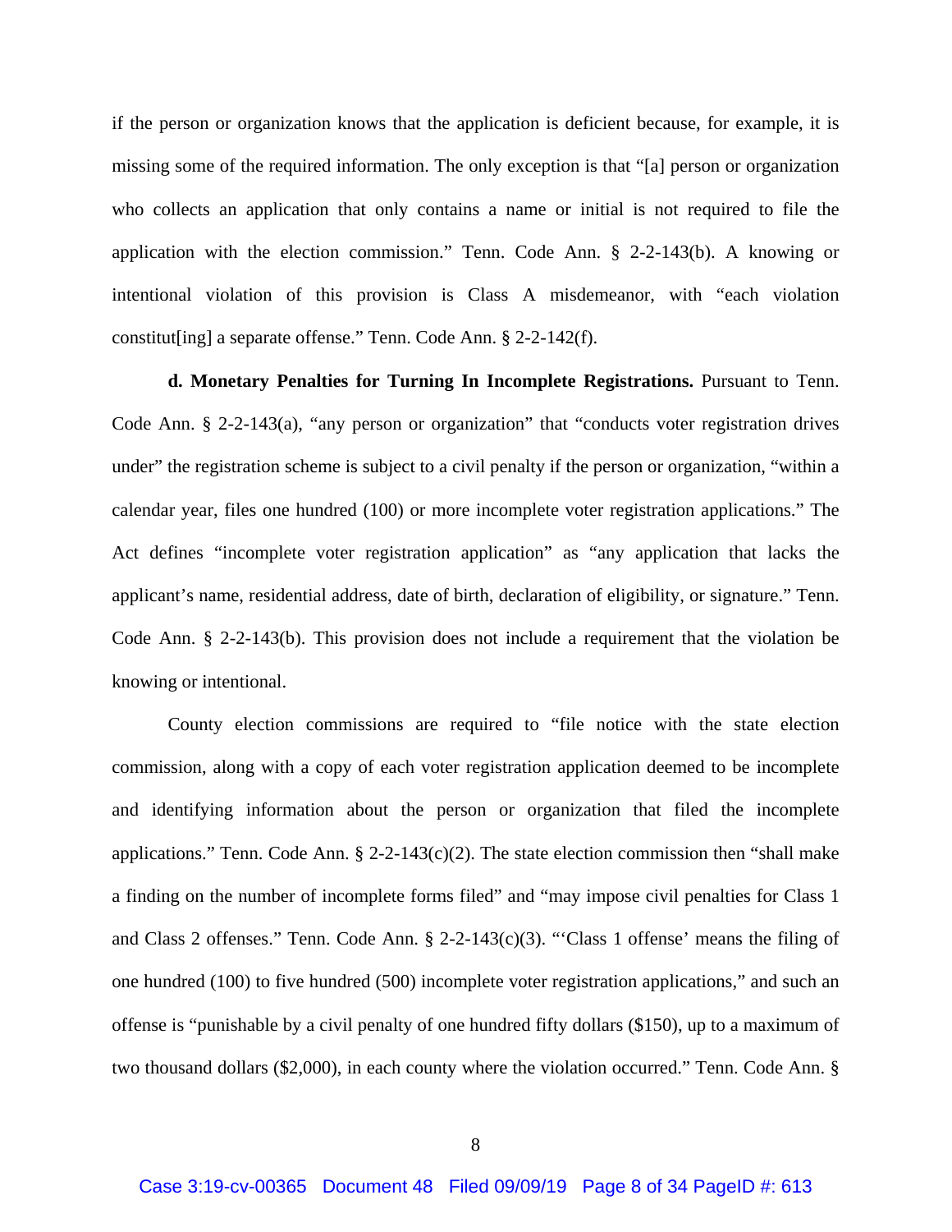if the person or organization knows that the application is deficient because, for example, it is missing some of the required information. The only exception is that "[a] person or organization who collects an application that only contains a name or initial is not required to file the application with the election commission." Tenn. Code Ann. § 2-2-143(b). A knowing or intentional violation of this provision is Class A misdemeanor, with "each violation constitut[ing] a separate offense." Tenn. Code Ann. § 2-2-142(f).

**d. Monetary Penalties for Turning In Incomplete Registrations.** Pursuant to Tenn. Code Ann. § 2-2-143(a), "any person or organization" that "conducts voter registration drives under" the registration scheme is subject to a civil penalty if the person or organization, "within a calendar year, files one hundred (100) or more incomplete voter registration applications." The Act defines "incomplete voter registration application" as "any application that lacks the applicant's name, residential address, date of birth, declaration of eligibility, or signature." Tenn. Code Ann. § 2-2-143(b). This provision does not include a requirement that the violation be knowing or intentional.

County election commissions are required to "file notice with the state election commission, along with a copy of each voter registration application deemed to be incomplete and identifying information about the person or organization that filed the incomplete applications." Tenn. Code Ann. § 2-2-143(c)(2). The state election commission then "shall make a finding on the number of incomplete forms filed" and "may impose civil penalties for Class 1 and Class 2 offenses." Tenn. Code Ann. § 2-2-143(c)(3). "'Class 1 offense' means the filing of one hundred (100) to five hundred (500) incomplete voter registration applications," and such an offense is "punishable by a civil penalty of one hundred fifty dollars ($150), up to a maximum of two thousand dollars ($2,000), in each county where the violation occurred." Tenn. Code Ann. §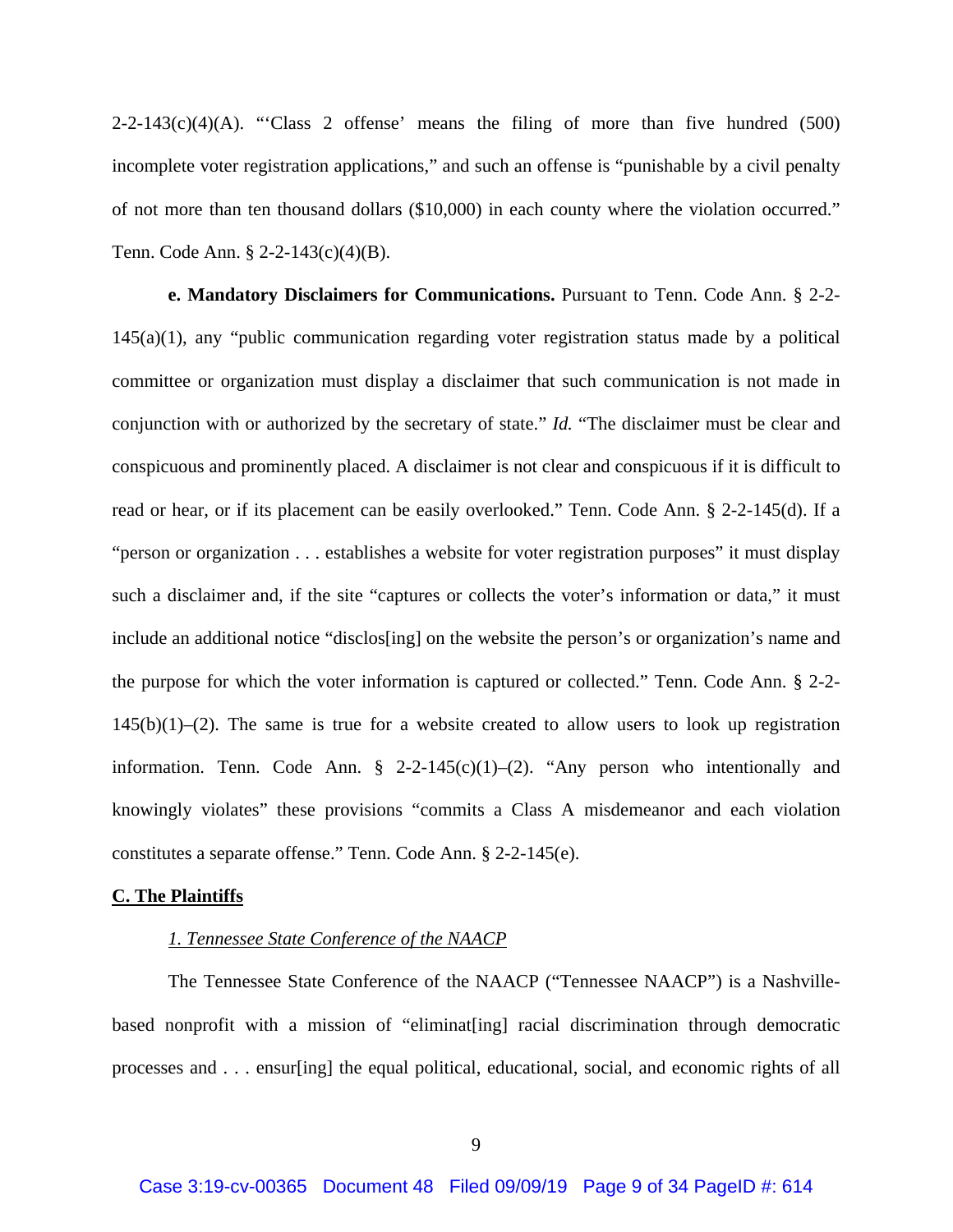2-2-143(c)(4)(A). "'Class 2 offense' means the filing of more than five hundred (500) incomplete voter registration applications," and such an offense is "punishable by a civil penalty of not more than ten thousand dollars ($10,000) in each county where the violation occurred." Tenn. Code Ann. § 2-2-143(c)(4)(B).

**e. Mandatory Disclaimers for Communications.** Pursuant to Tenn. Code Ann. § 2-2-145(a)(1), any "public communication regarding voter registration status made by a political committee or organization must display a disclaimer that such communication is not made in conjunction with or authorized by the secretary of state." *Id.* "The disclaimer must be clear and conspicuous and prominently placed. A disclaimer is not clear and conspicuous if it is difficult to read or hear, or if its placement can be easily overlooked." Tenn. Code Ann. § 2-2-145(d). If a "person or organization . . . establishes a website for voter registration purposes" it must display such a disclaimer and, if the site "captures or collects the voter's information or data," it must include an additional notice "disclos[ing] on the website the person's or organization's name and the purpose for which the voter information is captured or collected." Tenn. Code Ann. § 2-2-145(b)(1)–(2). The same is true for a website created to allow users to look up registration information. Tenn. Code Ann. § 2-2-145(c)(1)–(2). "Any person who intentionally and knowingly violates" these provisions "commits a Class A misdemeanor and each violation constitutes a separate offense." Tenn. Code Ann. § 2-2-145(e).

## C. The Plaintiffs

### *1. Tennessee State Conference of the NAACP*

The Tennessee State Conference of the NAACP ("Tennessee NAACP") is a Nashville-based nonprofit with a mission of "eliminat[ing] racial discrimination through democratic processes and . . . ensur[ing] the equal political, educational, social, and economic rights of all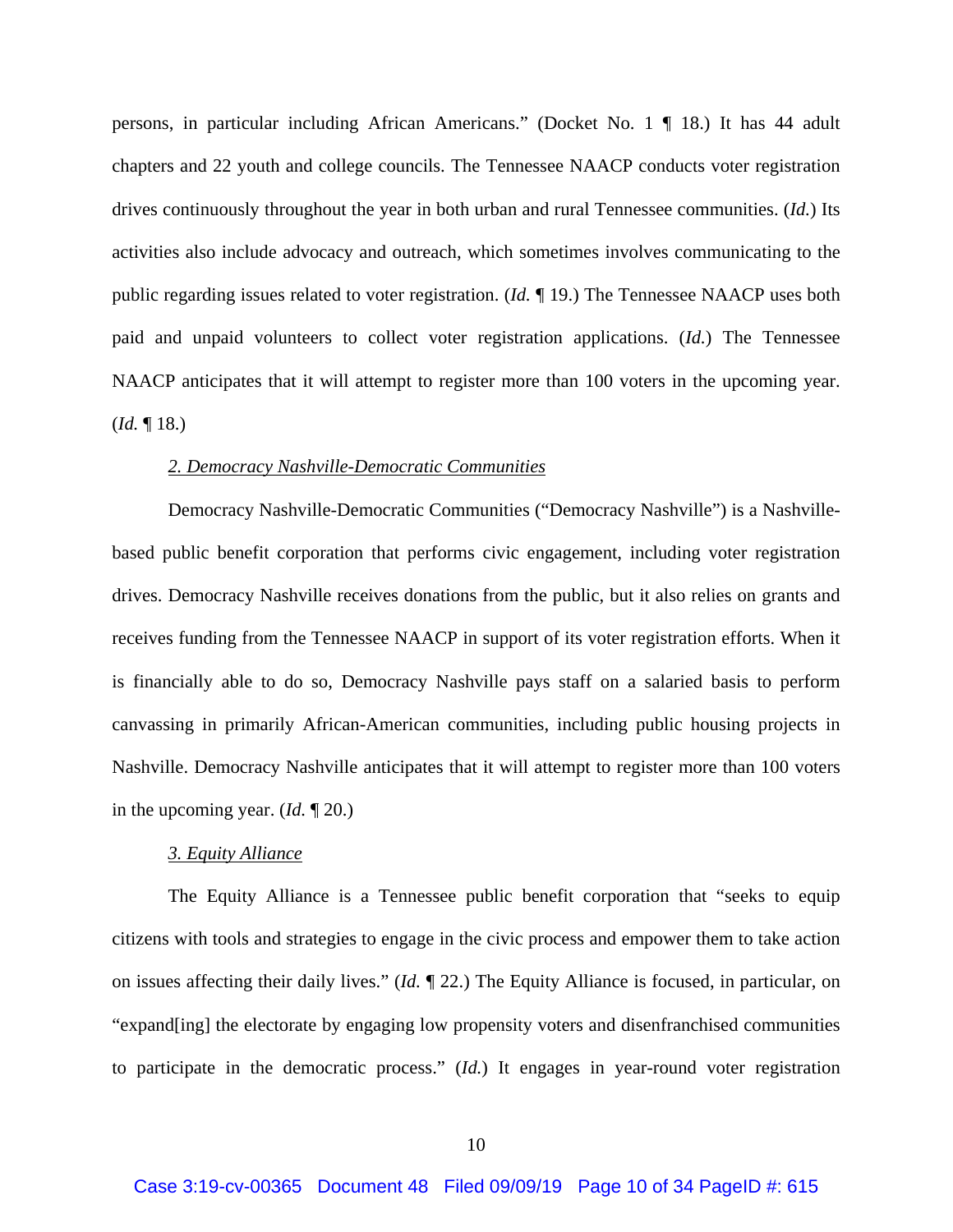persons, in particular including African Americans." (Docket No. 1 ¶ 18.) It has 44 adult chapters and 22 youth and college councils. The Tennessee NAACP conducts voter registration drives continuously throughout the year in both urban and rural Tennessee communities. (*Id.*) Its activities also include advocacy and outreach, which sometimes involves communicating to the public regarding issues related to voter registration. (*Id.* ¶ 19.) The Tennessee NAACP uses both paid and unpaid volunteers to collect voter registration applications. (*Id.*) The Tennessee NAACP anticipates that it will attempt to register more than 100 voters in the upcoming year. (*Id.* ¶ 18.)

<u>*2. Democracy Nashville-Democratic Communities*</u>

Democracy Nashville-Democratic Communities ("Democracy Nashville") is a Nashville-based public benefit corporation that performs civic engagement, including voter registration drives. Democracy Nashville receives donations from the public, but it also relies on grants and receives funding from the Tennessee NAACP in support of its voter registration efforts. When it is financially able to do so, Democracy Nashville pays staff on a salaried basis to perform canvassing in primarily African-American communities, including public housing projects in Nashville. Democracy Nashville anticipates that it will attempt to register more than 100 voters in the upcoming year. (*Id.* ¶ 20.)

<u>*3. Equity Alliance*</u>

The Equity Alliance is a Tennessee public benefit corporation that "seeks to equip citizens with tools and strategies to engage in the civic process and empower them to take action on issues affecting their daily lives." (*Id.* ¶ 22.) The Equity Alliance is focused, in particular, on "expand[ing] the electorate by engaging low propensity voters and disenfranchised communities to participate in the democratic process." (*Id.*) It engages in year-round voter registration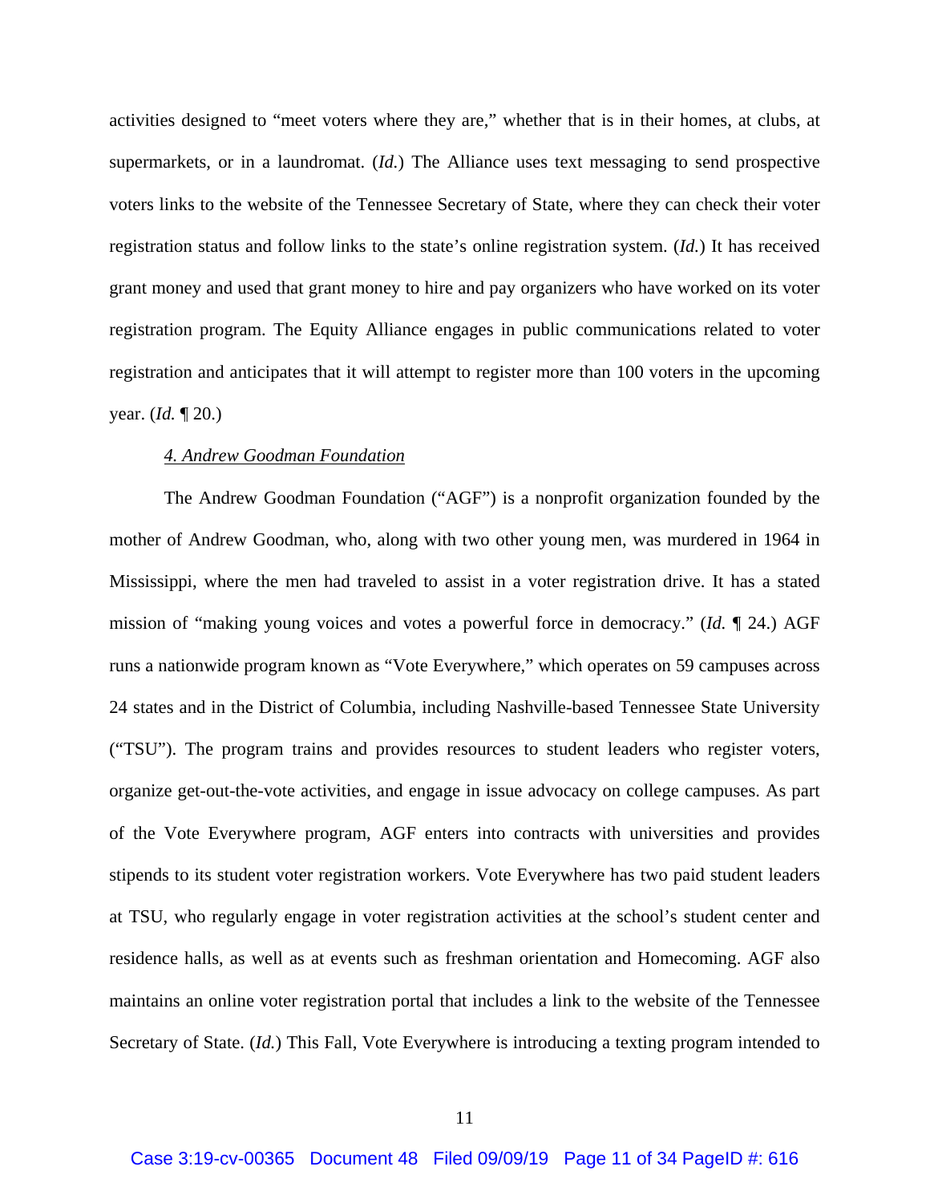activities designed to "meet voters where they are," whether that is in their homes, at clubs, at supermarkets, or in a laundromat. (*Id.*) The Alliance uses text messaging to send prospective voters links to the website of the Tennessee Secretary of State, where they can check their voter registration status and follow links to the state's online registration system. (*Id.*) It has received grant money and used that grant money to hire and pay organizers who have worked on its voter registration program. The Equity Alliance engages in public communications related to voter registration and anticipates that it will attempt to register more than 100 voters in the upcoming year. (*Id.* ¶ 20.)

#### *4. Andrew Goodman Foundation*

The Andrew Goodman Foundation ("AGF") is a nonprofit organization founded by the mother of Andrew Goodman, who, along with two other young men, was murdered in 1964 in Mississippi, where the men had traveled to assist in a voter registration drive. It has a stated mission of "making young voices and votes a powerful force in democracy." (*Id.* ¶ 24.) AGF runs a nationwide program known as "Vote Everywhere," which operates on 59 campuses across 24 states and in the District of Columbia, including Nashville-based Tennessee State University ("TSU"). The program trains and provides resources to student leaders who register voters, organize get-out-the-vote activities, and engage in issue advocacy on college campuses. As part of the Vote Everywhere program, AGF enters into contracts with universities and provides stipends to its student voter registration workers. Vote Everywhere has two paid student leaders at TSU, who regularly engage in voter registration activities at the school's student center and residence halls, as well as at events such as freshman orientation and Homecoming. AGF also maintains an online voter registration portal that includes a link to the website of the Tennessee Secretary of State. (*Id.*) This Fall, Vote Everywhere is introducing a texting program intended to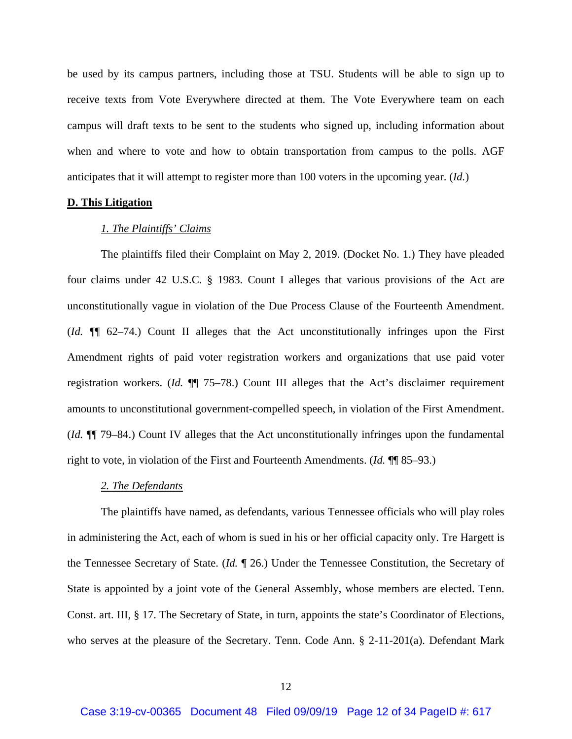be used by its campus partners, including those at TSU. Students will be able to sign up to receive texts from Vote Everywhere directed at them. The Vote Everywhere team on each campus will draft texts to be sent to the students who signed up, including information about when and where to vote and how to obtain transportation from campus to the polls. AGF anticipates that it will attempt to register more than 100 voters in the upcoming year. (*Id.*)

**D. This Litigation**

*1. The Plaintiffs' Claims*

The plaintiffs filed their Complaint on May 2, 2019. (Docket No. 1.) They have pleaded four claims under 42 U.S.C. § 1983. Count I alleges that various provisions of the Act are unconstitutionally vague in violation of the Due Process Clause of the Fourteenth Amendment. (*Id.* ¶¶ 62–74.) Count II alleges that the Act unconstitutionally infringes upon the First Amendment rights of paid voter registration workers and organizations that use paid voter registration workers. (*Id.* ¶¶ 75–78.) Count III alleges that the Act's disclaimer requirement amounts to unconstitutional government-compelled speech, in violation of the First Amendment. (*Id.* ¶¶ 79–84.) Count IV alleges that the Act unconstitutionally infringes upon the fundamental right to vote, in violation of the First and Fourteenth Amendments. (*Id.* ¶¶ 85–93.)

*2. The Defendants*

The plaintiffs have named, as defendants, various Tennessee officials who will play roles in administering the Act, each of whom is sued in his or her official capacity only. Tre Hargett is the Tennessee Secretary of State. (*Id.* ¶ 26.) Under the Tennessee Constitution, the Secretary of State is appointed by a joint vote of the General Assembly, whose members are elected. Tenn. Const. art. III, § 17. The Secretary of State, in turn, appoints the state's Coordinator of Elections, who serves at the pleasure of the Secretary. Tenn. Code Ann. § 2-11-201(a). Defendant Mark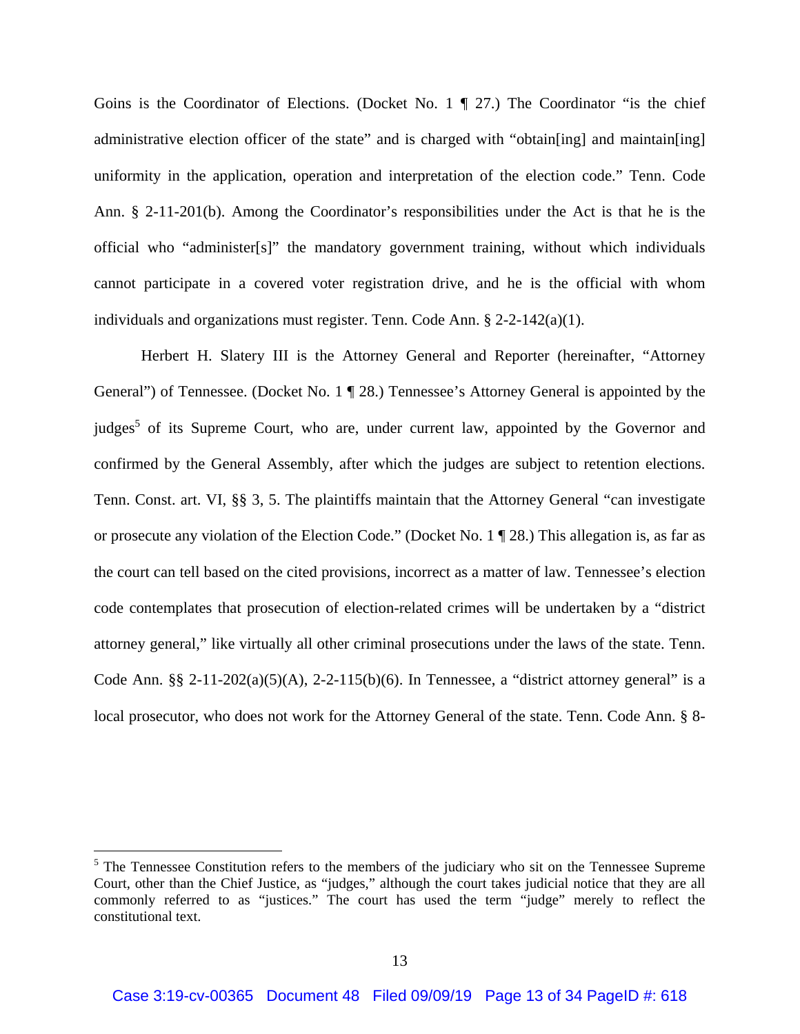Goins is the Coordinator of Elections. (Docket No. 1 ¶ 27.) The Coordinator "is the chief administrative election officer of the state" and is charged with "obtain[ing] and maintain[ing] uniformity in the application, operation and interpretation of the election code." Tenn. Code Ann. § 2-11-201(b). Among the Coordinator's responsibilities under the Act is that he is the official who "administer[s]" the mandatory government training, without which individuals cannot participate in a covered voter registration drive, and he is the official with whom individuals and organizations must register. Tenn. Code Ann. § 2-2-142(a)(1).

Herbert H. Slatery III is the Attorney General and Reporter (hereinafter, "Attorney General") of Tennessee. (Docket No. 1 ¶ 28.) Tennessee's Attorney General is appointed by the judges[5] of its Supreme Court, who are, under current law, appointed by the Governor and confirmed by the General Assembly, after which the judges are subject to retention elections. Tenn. Const. art. VI, §§ 3, 5. The plaintiffs maintain that the Attorney General "can investigate or prosecute any violation of the Election Code." (Docket No. 1 ¶ 28.) This allegation is, as far as the court can tell based on the cited provisions, incorrect as a matter of law. Tennessee's election code contemplates that prosecution of election-related crimes will be undertaken by a "district attorney general," like virtually all other criminal prosecutions under the laws of the state. Tenn. Code Ann. §§ 2-11-202(a)(5)(A), 2-2-115(b)(6). In Tennessee, a "district attorney general" is a local prosecutor, who does not work for the Attorney General of the state. Tenn. Code Ann. § 8-

[5] The Tennessee Constitution refers to the members of the judiciary who sit on the Tennessee Supreme Court, other than the Chief Justice, as "judges," although the court takes judicial notice that they are all commonly referred to as "justices." The court has used the term "judge" merely to reflect the constitutional text.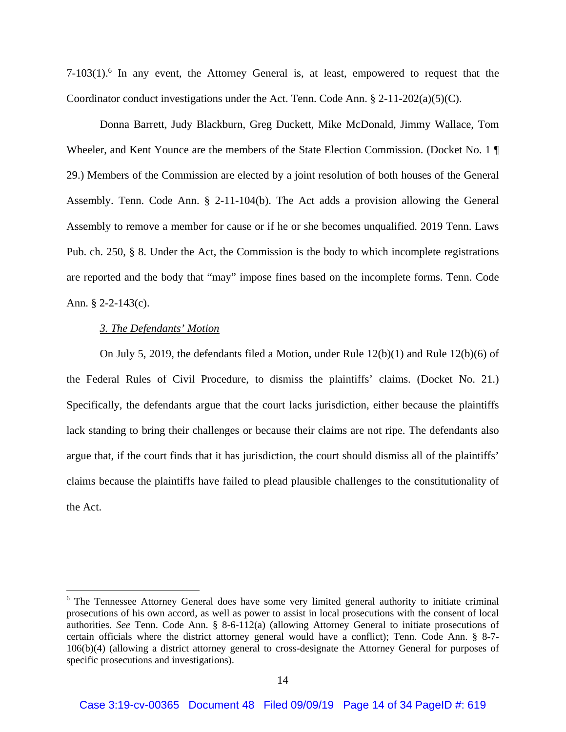7-103(1).[6] In any event, the Attorney General is, at least, empowered to request that the Coordinator conduct investigations under the Act. Tenn. Code Ann. § 2-11-202(a)(5)(C).

Donna Barrett, Judy Blackburn, Greg Duckett, Mike McDonald, Jimmy Wallace, Tom Wheeler, and Kent Younce are the members of the State Election Commission. (Docket No. 1 ¶ 29.) Members of the Commission are elected by a joint resolution of both houses of the General Assembly. Tenn. Code Ann. § 2-11-104(b). The Act adds a provision allowing the General Assembly to remove a member for cause or if he or she becomes unqualified. 2019 Tenn. Laws Pub. ch. 250, § 8. Under the Act, the Commission is the body to which incomplete registrations are reported and the body that "may" impose fines based on the incomplete forms. Tenn. Code Ann. § 2-2-143(c).

*3. The Defendants' Motion*

On July 5, 2019, the defendants filed a Motion, under Rule 12(b)(1) and Rule 12(b)(6) of the Federal Rules of Civil Procedure, to dismiss the plaintiffs' claims. (Docket No. 21.) Specifically, the defendants argue that the court lacks jurisdiction, either because the plaintiffs lack standing to bring their challenges or because their claims are not ripe. The defendants also argue that, if the court finds that it has jurisdiction, the court should dismiss all of the plaintiffs' claims because the plaintiffs have failed to plead plausible challenges to the constitutionality of the Act.

---

[6] The Tennessee Attorney General does have some very limited general authority to initiate criminal prosecutions of his own accord, as well as power to assist in local prosecutions with the consent of local authorities. *See* Tenn. Code Ann. § 8-6-112(a) (allowing Attorney General to initiate prosecutions of certain officials where the district attorney general would have a conflict); Tenn. Code Ann. § 8-7-106(b)(4) (allowing a district attorney general to cross-designate the Attorney General for purposes of specific prosecutions and investigations).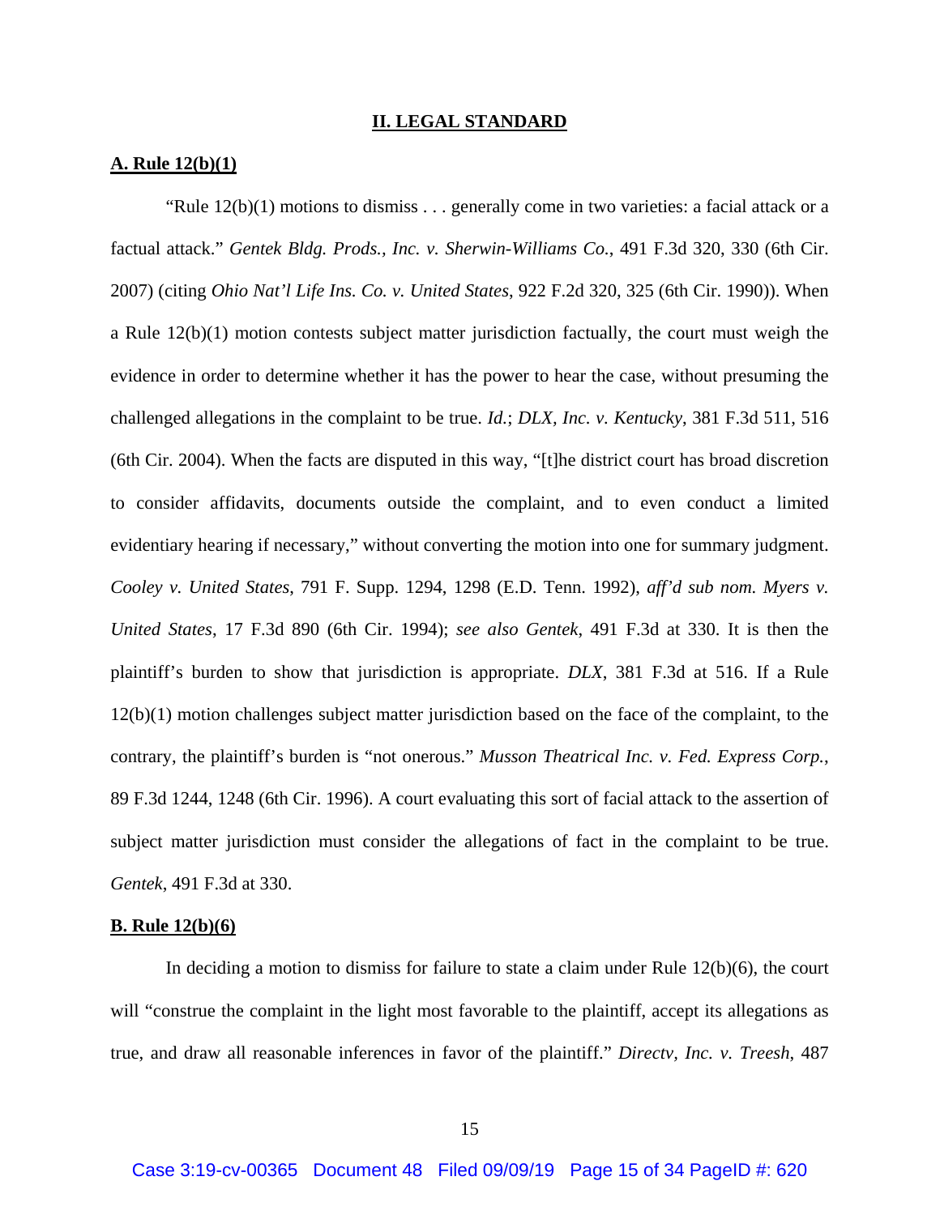## II. LEGAL STANDARD

### A. Rule 12(b)(1)

"Rule 12(b)(1) motions to dismiss . . . generally come in two varieties: a facial attack or a factual attack." *Gentek Bldg. Prods., Inc. v. Sherwin-Williams Co.*, 491 F.3d 320, 330 (6th Cir. 2007) (citing *Ohio Nat'l Life Ins. Co. v. United States*, 922 F.2d 320, 325 (6th Cir. 1990)). When a Rule 12(b)(1) motion contests subject matter jurisdiction factually, the court must weigh the evidence in order to determine whether it has the power to hear the case, without presuming the challenged allegations in the complaint to be true. *Id.*; *DLX, Inc. v. Kentucky*, 381 F.3d 511, 516 (6th Cir. 2004). When the facts are disputed in this way, "[t]he district court has broad discretion to consider affidavits, documents outside the complaint, and to even conduct a limited evidentiary hearing if necessary," without converting the motion into one for summary judgment. *Cooley v. United States*, 791 F. Supp. 1294, 1298 (E.D. Tenn. 1992), *aff'd sub nom. Myers v. United States*, 17 F.3d 890 (6th Cir. 1994); *see also Gentek*, 491 F.3d at 330. It is then the plaintiff's burden to show that jurisdiction is appropriate. *DLX*, 381 F.3d at 516. If a Rule 12(b)(1) motion challenges subject matter jurisdiction based on the face of the complaint, to the contrary, the plaintiff's burden is "not onerous." *Musson Theatrical Inc. v. Fed. Express Corp.*, 89 F.3d 1244, 1248 (6th Cir. 1996). A court evaluating this sort of facial attack to the assertion of subject matter jurisdiction must consider the allegations of fact in the complaint to be true. *Gentek*, 491 F.3d at 330.

### B. Rule 12(b)(6)

In deciding a motion to dismiss for failure to state a claim under Rule 12(b)(6), the court will "construe the complaint in the light most favorable to the plaintiff, accept its allegations as true, and draw all reasonable inferences in favor of the plaintiff." *Directv, Inc. v. Treesh*, 487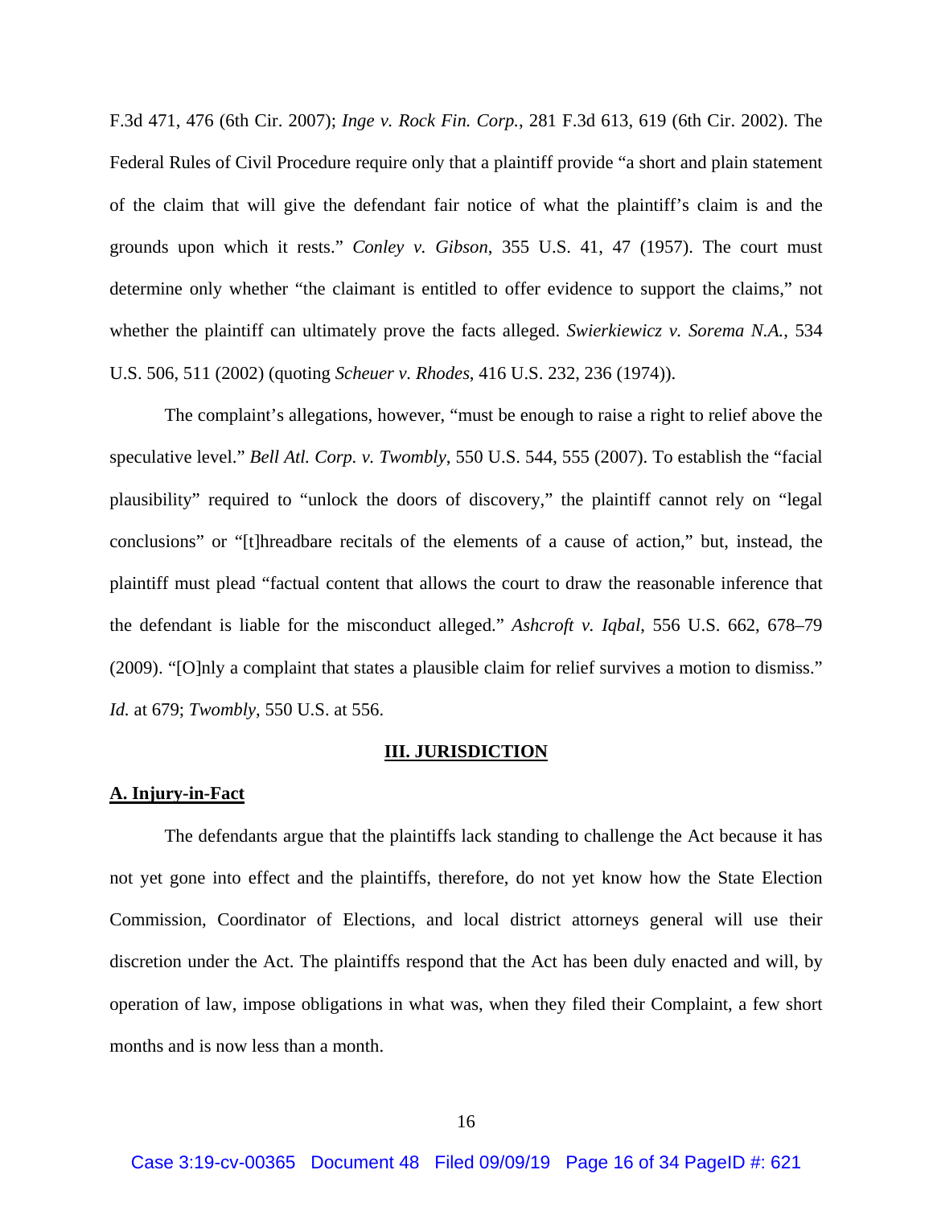F.3d 471, 476 (6th Cir. 2007); *Inge v. Rock Fin. Corp.*, 281 F.3d 613, 619 (6th Cir. 2002). The Federal Rules of Civil Procedure require only that a plaintiff provide "a short and plain statement of the claim that will give the defendant fair notice of what the plaintiff's claim is and the grounds upon which it rests." *Conley v. Gibson*, 355 U.S. 41, 47 (1957). The court must determine only whether "the claimant is entitled to offer evidence to support the claims," not whether the plaintiff can ultimately prove the facts alleged. *Swierkiewicz v. Sorema N.A.*, 534 U.S. 506, 511 (2002) (quoting *Scheuer v. Rhodes*, 416 U.S. 232, 236 (1974)).

The complaint's allegations, however, "must be enough to raise a right to relief above the speculative level." *Bell Atl. Corp. v. Twombly*, 550 U.S. 544, 555 (2007). To establish the "facial plausibility" required to "unlock the doors of discovery," the plaintiff cannot rely on "legal conclusions" or "[t]hreadbare recitals of the elements of a cause of action," but, instead, the plaintiff must plead "factual content that allows the court to draw the reasonable inference that the defendant is liable for the misconduct alleged." *Ashcroft v. Iqbal*, 556 U.S. 662, 678–79 (2009). "[O]nly a complaint that states a plausible claim for relief survives a motion to dismiss." *Id.* at 679; *Twombly*, 550 U.S. at 556.

## III. JURISDICTION

### A. Injury-in-Fact

The defendants argue that the plaintiffs lack standing to challenge the Act because it has not yet gone into effect and the plaintiffs, therefore, do not yet know how the State Election Commission, Coordinator of Elections, and local district attorneys general will use their discretion under the Act. The plaintiffs respond that the Act has been duly enacted and will, by operation of law, impose obligations in what was, when they filed their Complaint, a few short months and is now less than a month.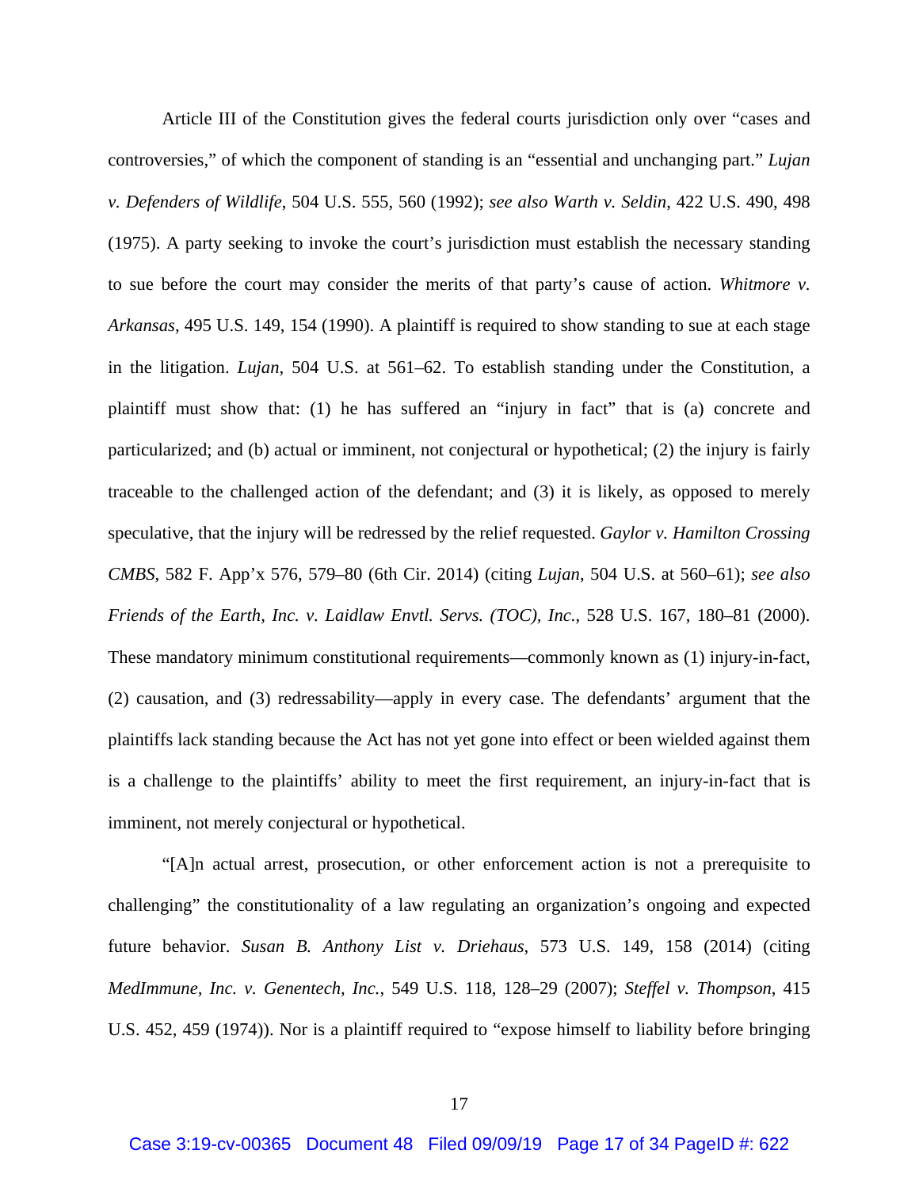Article III of the Constitution gives the federal courts jurisdiction only over "cases and controversies," of which the component of standing is an "essential and unchanging part." *Lujan v. Defenders of Wildlife*, 504 U.S. 555, 560 (1992); *see also Warth v. Seldin*, 422 U.S. 490, 498 (1975). A party seeking to invoke the court's jurisdiction must establish the necessary standing to sue before the court may consider the merits of that party's cause of action. *Whitmore v. Arkansas*, 495 U.S. 149, 154 (1990). A plaintiff is required to show standing to sue at each stage in the litigation. *Lujan*, 504 U.S. at 561–62. To establish standing under the Constitution, a plaintiff must show that: (1) he has suffered an "injury in fact" that is (a) concrete and particularized; and (b) actual or imminent, not conjectural or hypothetical; (2) the injury is fairly traceable to the challenged action of the defendant; and (3) it is likely, as opposed to merely speculative, that the injury will be redressed by the relief requested. *Gaylor v. Hamilton Crossing CMBS*, 582 F. App'x 576, 579–80 (6th Cir. 2014) (citing *Lujan*, 504 U.S. at 560–61); *see also Friends of the Earth, Inc. v. Laidlaw Envtl. Servs. (TOC), Inc.*, 528 U.S. 167, 180–81 (2000). These mandatory minimum constitutional requirements—commonly known as (1) injury-in-fact, (2) causation, and (3) redressability—apply in every case. The defendants' argument that the plaintiffs lack standing because the Act has not yet gone into effect or been wielded against them is a challenge to the plaintiffs' ability to meet the first requirement, an injury-in-fact that is imminent, not merely conjectural or hypothetical.

"[A]n actual arrest, prosecution, or other enforcement action is not a prerequisite to challenging" the constitutionality of a law regulating an organization's ongoing and expected future behavior. *Susan B. Anthony List v. Driehaus*, 573 U.S. 149, 158 (2014) (citing *MedImmune, Inc. v. Genentech, Inc.*, 549 U.S. 118, 128–29 (2007); *Steffel v. Thompson*, 415 U.S. 452, 459 (1974)). Nor is a plaintiff required to "expose himself to liability before bringing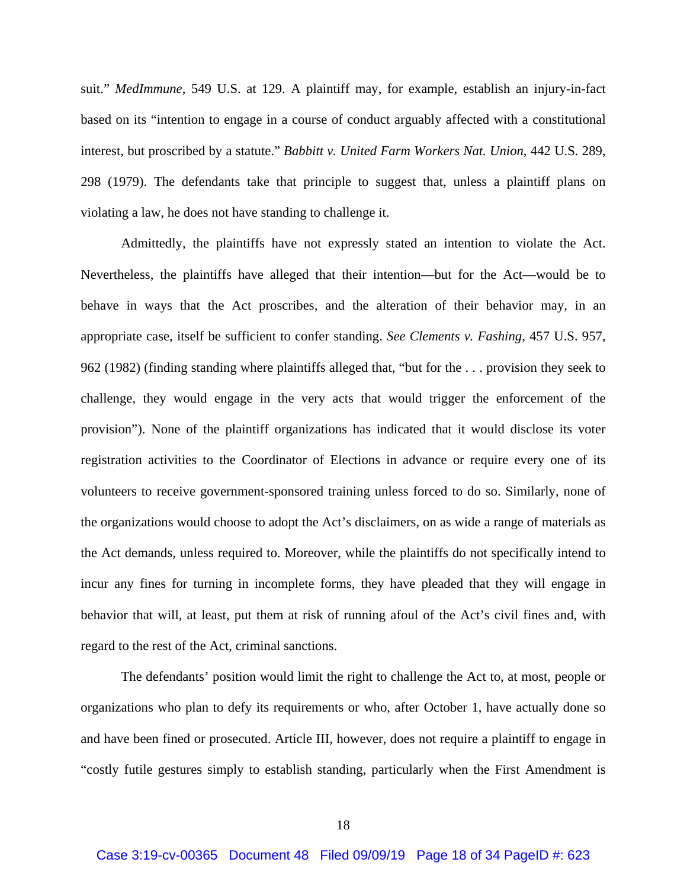suit." *MedImmune*, 549 U.S. at 129. A plaintiff may, for example, establish an injury-in-fact based on its "intention to engage in a course of conduct arguably affected with a constitutional interest, but proscribed by a statute." *Babbitt v. United Farm Workers Nat. Union*, 442 U.S. 289, 298 (1979). The defendants take that principle to suggest that, unless a plaintiff plans on violating a law, he does not have standing to challenge it.

Admittedly, the plaintiffs have not expressly stated an intention to violate the Act. Nevertheless, the plaintiffs have alleged that their intention—but for the Act—would be to behave in ways that the Act proscribes, and the alteration of their behavior may, in an appropriate case, itself be sufficient to confer standing. *See Clements v. Fashing*, 457 U.S. 957, 962 (1982) (finding standing where plaintiffs alleged that, "but for the . . . provision they seek to challenge, they would engage in the very acts that would trigger the enforcement of the provision"). None of the plaintiff organizations has indicated that it would disclose its voter registration activities to the Coordinator of Elections in advance or require every one of its volunteers to receive government-sponsored training unless forced to do so. Similarly, none of the organizations would choose to adopt the Act's disclaimers, on as wide a range of materials as the Act demands, unless required to. Moreover, while the plaintiffs do not specifically intend to incur any fines for turning in incomplete forms, they have pleaded that they will engage in behavior that will, at least, put them at risk of running afoul of the Act's civil fines and, with regard to the rest of the Act, criminal sanctions.

The defendants' position would limit the right to challenge the Act to, at most, people or organizations who plan to defy its requirements or who, after October 1, have actually done so and have been fined or prosecuted. Article III, however, does not require a plaintiff to engage in "costly futile gestures simply to establish standing, particularly when the First Amendment is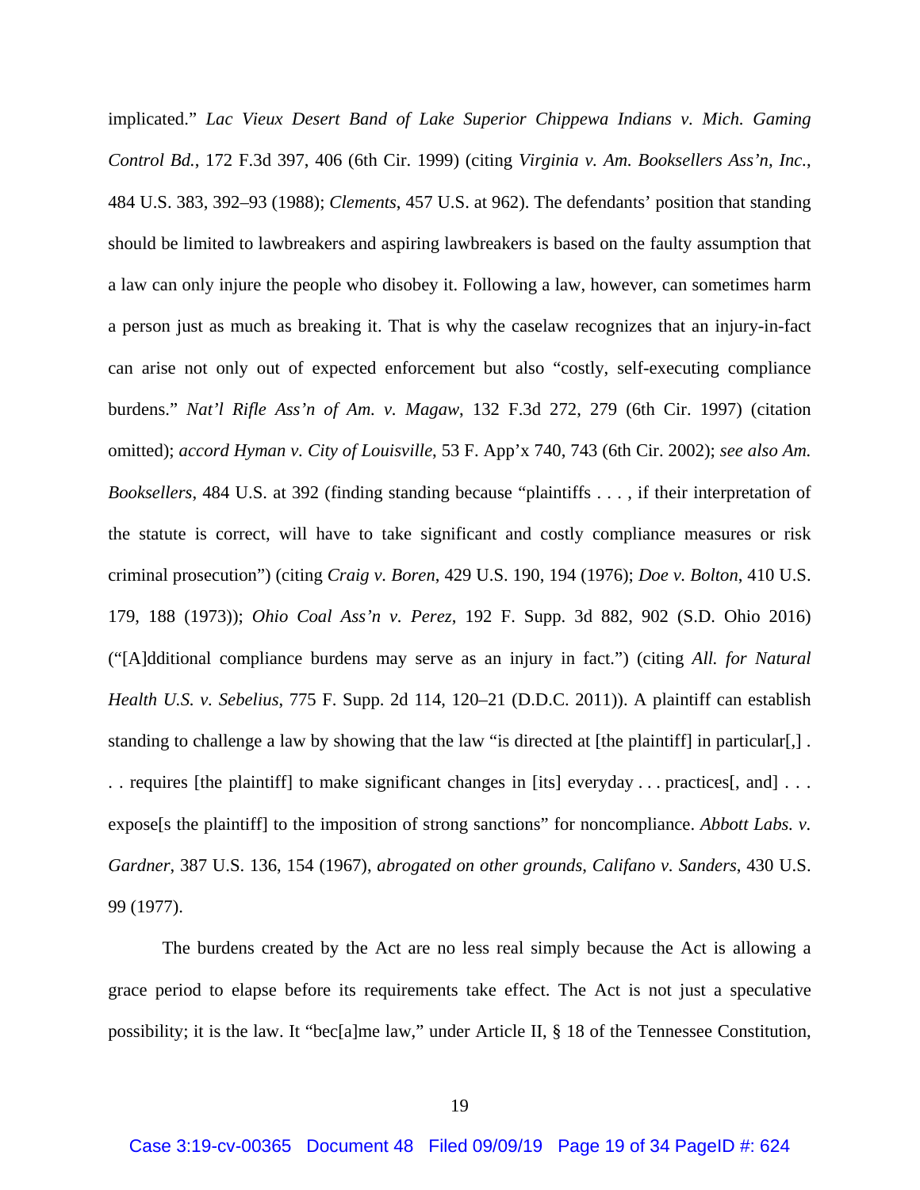implicated." *Lac Vieux Desert Band of Lake Superior Chippewa Indians v. Mich. Gaming Control Bd.*, 172 F.3d 397, 406 (6th Cir. 1999) (citing *Virginia v. Am. Booksellers Ass'n, Inc.*, 484 U.S. 383, 392–93 (1988); *Clements*, 457 U.S. at 962). The defendants' position that standing should be limited to lawbreakers and aspiring lawbreakers is based on the faulty assumption that a law can only injure the people who disobey it. Following a law, however, can sometimes harm a person just as much as breaking it. That is why the caselaw recognizes that an injury-in-fact can arise not only out of expected enforcement but also "costly, self-executing compliance burdens." *Nat'l Rifle Ass'n of Am. v. Magaw*, 132 F.3d 272, 279 (6th Cir. 1997) (citation omitted); *accord Hyman v. City of Louisville*, 53 F. App'x 740, 743 (6th Cir. 2002); *see also Am. Booksellers*, 484 U.S. at 392 (finding standing because "plaintiffs . . . , if their interpretation of the statute is correct, will have to take significant and costly compliance measures or risk criminal prosecution") (citing *Craig v. Boren*, 429 U.S. 190, 194 (1976); *Doe v. Bolton*, 410 U.S. 179, 188 (1973)); *Ohio Coal Ass'n v. Perez*, 192 F. Supp. 3d 882, 902 (S.D. Ohio 2016) ("[A]dditional compliance burdens may serve as an injury in fact.") (citing *All. for Natural Health U.S. v. Sebelius*, 775 F. Supp. 2d 114, 120–21 (D.D.C. 2011)). A plaintiff can establish standing to challenge a law by showing that the law "is directed at [the plaintiff] in particular[,] . . . requires [the plaintiff] to make significant changes in [its] everyday . . . practices[, and] . . . expose[s the plaintiff] to the imposition of strong sanctions" for noncompliance. *Abbott Labs. v. Gardner*, 387 U.S. 136, 154 (1967), *abrogated on other grounds*, *Califano v. Sanders*, 430 U.S. 99 (1977).

The burdens created by the Act are no less real simply because the Act is allowing a grace period to elapse before its requirements take effect. The Act is not just a speculative possibility; it is the law. It "bec[a]me law," under Article II, § 18 of the Tennessee Constitution,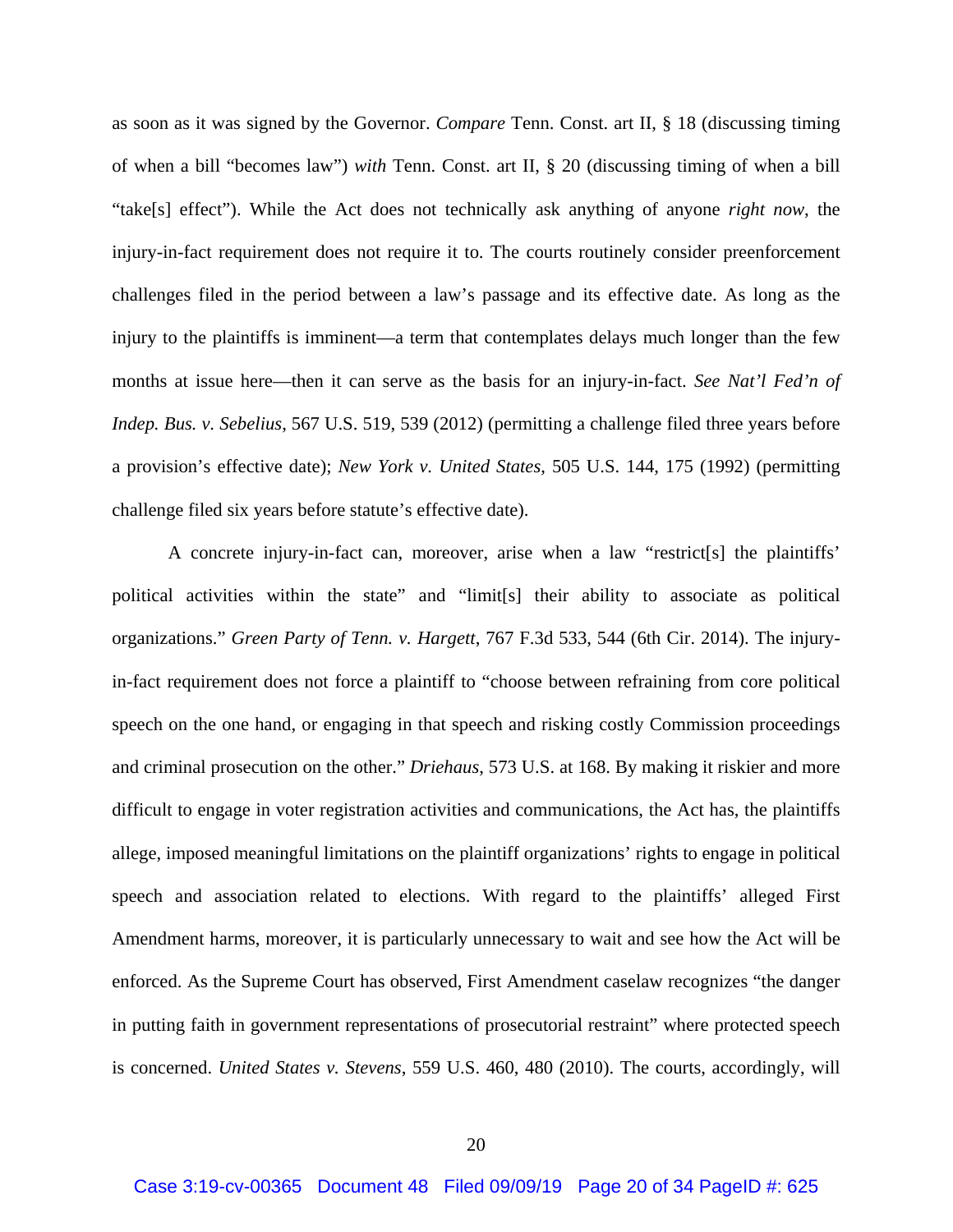as soon as it was signed by the Governor. *Compare* Tenn. Const. art II, § 18 (discussing timing of when a bill "becomes law") *with* Tenn. Const. art II, § 20 (discussing timing of when a bill "take[s] effect"). While the Act does not technically ask anything of anyone *right now*, the injury-in-fact requirement does not require it to. The courts routinely consider preenforcement challenges filed in the period between a law's passage and its effective date. As long as the injury to the plaintiffs is imminent—a term that contemplates delays much longer than the few months at issue here—then it can serve as the basis for an injury-in-fact. *See Nat'l Fed'n of Indep. Bus. v. Sebelius*, 567 U.S. 519, 539 (2012) (permitting a challenge filed three years before a provision's effective date); *New York v. United States*, 505 U.S. 144, 175 (1992) (permitting challenge filed six years before statute's effective date).

A concrete injury-in-fact can, moreover, arise when a law "restrict[s] the plaintiffs' political activities within the state" and "limit[s] their ability to associate as political organizations." *Green Party of Tenn. v. Hargett*, 767 F.3d 533, 544 (6th Cir. 2014). The injury-in-fact requirement does not force a plaintiff to "choose between refraining from core political speech on the one hand, or engaging in that speech and risking costly Commission proceedings and criminal prosecution on the other." *Driehaus*, 573 U.S. at 168. By making it riskier and more difficult to engage in voter registration activities and communications, the Act has, the plaintiffs allege, imposed meaningful limitations on the plaintiff organizations' rights to engage in political speech and association related to elections. With regard to the plaintiffs' alleged First Amendment harms, moreover, it is particularly unnecessary to wait and see how the Act will be enforced. As the Supreme Court has observed, First Amendment caselaw recognizes "the danger in putting faith in government representations of prosecutorial restraint" where protected speech is concerned. *United States v. Stevens*, 559 U.S. 460, 480 (2010). The courts, accordingly, will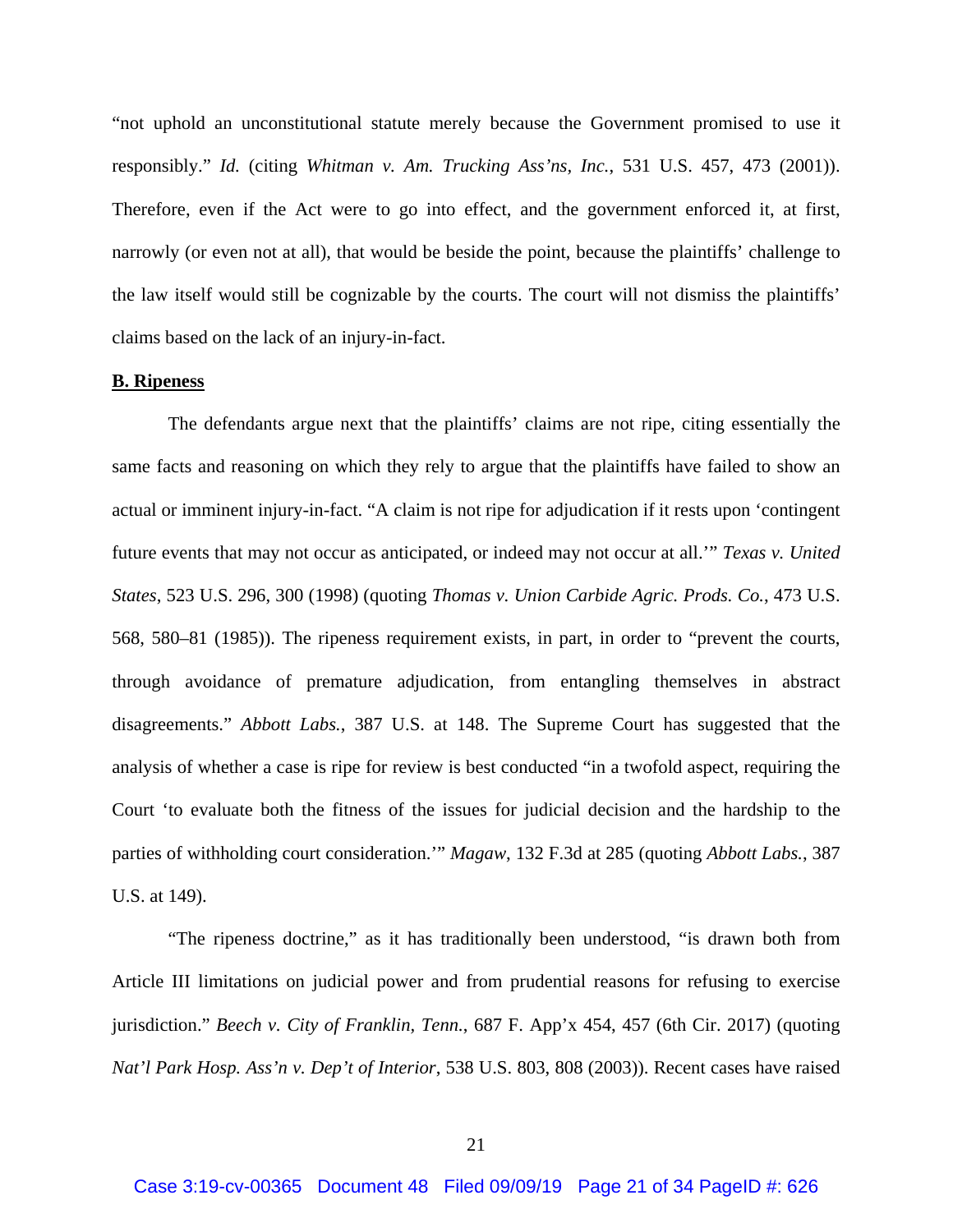"not uphold an unconstitutional statute merely because the Government promised to use it responsibly." *Id.* (citing *Whitman v. Am. Trucking Ass'ns, Inc.*, 531 U.S. 457, 473 (2001)). Therefore, even if the Act were to go into effect, and the government enforced it, at first, narrowly (or even not at all), that would be beside the point, because the plaintiffs' challenge to the law itself would still be cognizable by the courts. The court will not dismiss the plaintiffs' claims based on the lack of an injury-in-fact.

**B. Ripeness**

The defendants argue next that the plaintiffs' claims are not ripe, citing essentially the same facts and reasoning on which they rely to argue that the plaintiffs have failed to show an actual or imminent injury-in-fact. "A claim is not ripe for adjudication if it rests upon 'contingent future events that may not occur as anticipated, or indeed may not occur at all.'" *Texas v. United States*, 523 U.S. 296, 300 (1998) (quoting *Thomas v. Union Carbide Agric. Prods. Co.*, 473 U.S. 568, 580–81 (1985)). The ripeness requirement exists, in part, in order to "prevent the courts, through avoidance of premature adjudication, from entangling themselves in abstract disagreements." *Abbott Labs.*, 387 U.S. at 148. The Supreme Court has suggested that the analysis of whether a case is ripe for review is best conducted "in a twofold aspect, requiring the Court 'to evaluate both the fitness of the issues for judicial decision and the hardship to the parties of withholding court consideration.'" *Magaw*, 132 F.3d at 285 (quoting *Abbott Labs.*, 387 U.S. at 149).

"The ripeness doctrine," as it has traditionally been understood, "is drawn both from Article III limitations on judicial power and from prudential reasons for refusing to exercise jurisdiction." *Beech v. City of Franklin, Tenn.*, 687 F. App'x 454, 457 (6th Cir. 2017) (quoting *Nat'l Park Hosp. Ass'n v. Dep't of Interior*, 538 U.S. 803, 808 (2003)). Recent cases have raised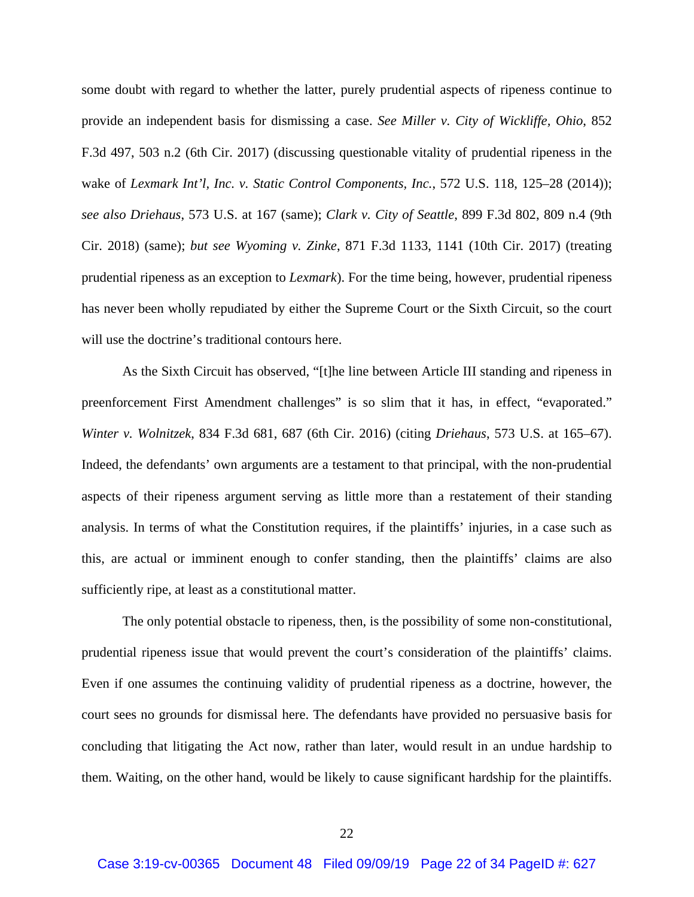some doubt with regard to whether the latter, purely prudential aspects of ripeness continue to provide an independent basis for dismissing a case. *See Miller v. City of Wickliffe, Ohio*, 852 F.3d 497, 503 n.2 (6th Cir. 2017) (discussing questionable vitality of prudential ripeness in the wake of *Lexmark Int'l, Inc. v. Static Control Components, Inc.*, 572 U.S. 118, 125–28 (2014)); *see also Driehaus*, 573 U.S. at 167 (same); *Clark v. City of Seattle*, 899 F.3d 802, 809 n.4 (9th Cir. 2018) (same); *but see Wyoming v. Zinke*, 871 F.3d 1133, 1141 (10th Cir. 2017) (treating prudential ripeness as an exception to *Lexmark*). For the time being, however, prudential ripeness has never been wholly repudiated by either the Supreme Court or the Sixth Circuit, so the court will use the doctrine's traditional contours here.

As the Sixth Circuit has observed, "[t]he line between Article III standing and ripeness in preenforcement First Amendment challenges" is so slim that it has, in effect, "evaporated." *Winter v. Wolnitzek*, 834 F.3d 681, 687 (6th Cir. 2016) (citing *Driehaus*, 573 U.S. at 165–67). Indeed, the defendants' own arguments are a testament to that principal, with the non-prudential aspects of their ripeness argument serving as little more than a restatement of their standing analysis. In terms of what the Constitution requires, if the plaintiffs' injuries, in a case such as this, are actual or imminent enough to confer standing, then the plaintiffs' claims are also sufficiently ripe, at least as a constitutional matter.

The only potential obstacle to ripeness, then, is the possibility of some non-constitutional, prudential ripeness issue that would prevent the court's consideration of the plaintiffs' claims. Even if one assumes the continuing validity of prudential ripeness as a doctrine, however, the court sees no grounds for dismissal here. The defendants have provided no persuasive basis for concluding that litigating the Act now, rather than later, would result in an undue hardship to them. Waiting, on the other hand, would be likely to cause significant hardship for the plaintiffs.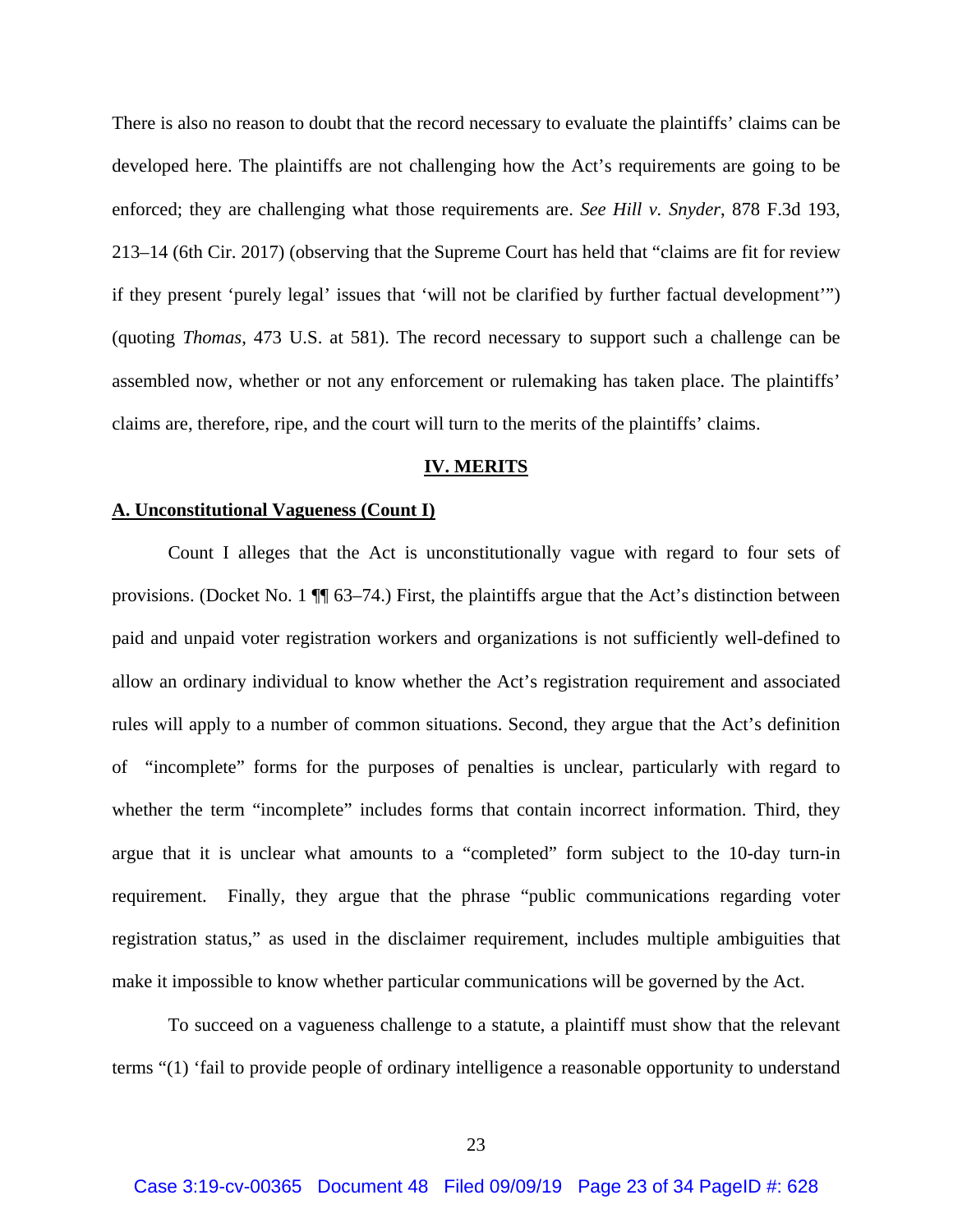There is also no reason to doubt that the record necessary to evaluate the plaintiffs' claims can be developed here. The plaintiffs are not challenging how the Act's requirements are going to be enforced; they are challenging what those requirements are. *See Hill v. Snyder*, 878 F.3d 193, 213–14 (6th Cir. 2017) (observing that the Supreme Court has held that "claims are fit for review if they present 'purely legal' issues that 'will not be clarified by further factual development'") (quoting *Thomas*, 473 U.S. at 581). The record necessary to support such a challenge can be assembled now, whether or not any enforcement or rulemaking has taken place. The plaintiffs' claims are, therefore, ripe, and the court will turn to the merits of the plaintiffs' claims.

## IV. MERITS

### A. Unconstitutional Vagueness (Count I)

Count I alleges that the Act is unconstitutionally vague with regard to four sets of provisions. (Docket No. 1 ¶¶ 63–74.) First, the plaintiffs argue that the Act's distinction between paid and unpaid voter registration workers and organizations is not sufficiently well-defined to allow an ordinary individual to know whether the Act's registration requirement and associated rules will apply to a number of common situations. Second, they argue that the Act's definition of "incomplete" forms for the purposes of penalties is unclear, particularly with regard to whether the term "incomplete" includes forms that contain incorrect information. Third, they argue that it is unclear what amounts to a "completed" form subject to the 10-day turn-in requirement. Finally, they argue that the phrase "public communications regarding voter registration status," as used in the disclaimer requirement, includes multiple ambiguities that make it impossible to know whether particular communications will be governed by the Act.

To succeed on a vagueness challenge to a statute, a plaintiff must show that the relevant terms "(1) 'fail to provide people of ordinary intelligence a reasonable opportunity to understand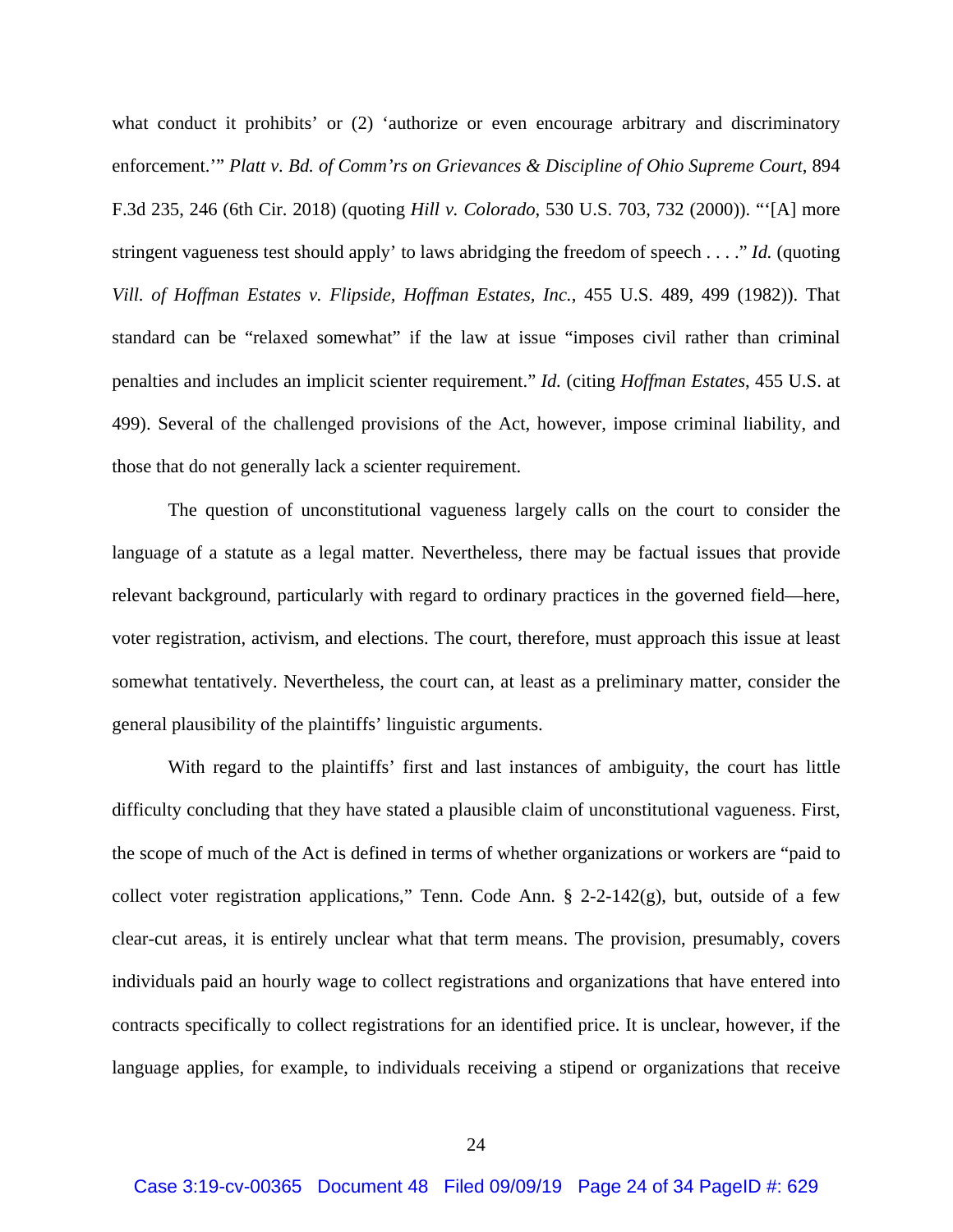what conduct it prohibits' or (2) 'authorize or even encourage arbitrary and discriminatory enforcement.'" *Platt v. Bd. of Comm'rs on Grievances & Discipline of Ohio Supreme Court*, 894 F.3d 235, 246 (6th Cir. 2018) (quoting *Hill v. Colorado*, 530 U.S. 703, 732 (2000)). "'[A] more stringent vagueness test should apply' to laws abridging the freedom of speech . . . ." *Id.* (quoting *Vill. of Hoffman Estates v. Flipside, Hoffman Estates, Inc.*, 455 U.S. 489, 499 (1982)). That standard can be "relaxed somewhat" if the law at issue "imposes civil rather than criminal penalties and includes an implicit scienter requirement." *Id.* (citing *Hoffman Estates*, 455 U.S. at 499). Several of the challenged provisions of the Act, however, impose criminal liability, and those that do not generally lack a scienter requirement.

The question of unconstitutional vagueness largely calls on the court to consider the language of a statute as a legal matter. Nevertheless, there may be factual issues that provide relevant background, particularly with regard to ordinary practices in the governed field—here, voter registration, activism, and elections. The court, therefore, must approach this issue at least somewhat tentatively. Nevertheless, the court can, at least as a preliminary matter, consider the general plausibility of the plaintiffs' linguistic arguments.

With regard to the plaintiffs' first and last instances of ambiguity, the court has little difficulty concluding that they have stated a plausible claim of unconstitutional vagueness. First, the scope of much of the Act is defined in terms of whether organizations or workers are "paid to collect voter registration applications," Tenn. Code Ann. § 2-2-142(g), but, outside of a few clear-cut areas, it is entirely unclear what that term means. The provision, presumably, covers individuals paid an hourly wage to collect registrations and organizations that have entered into contracts specifically to collect registrations for an identified price. It is unclear, however, if the language applies, for example, to individuals receiving a stipend or organizations that receive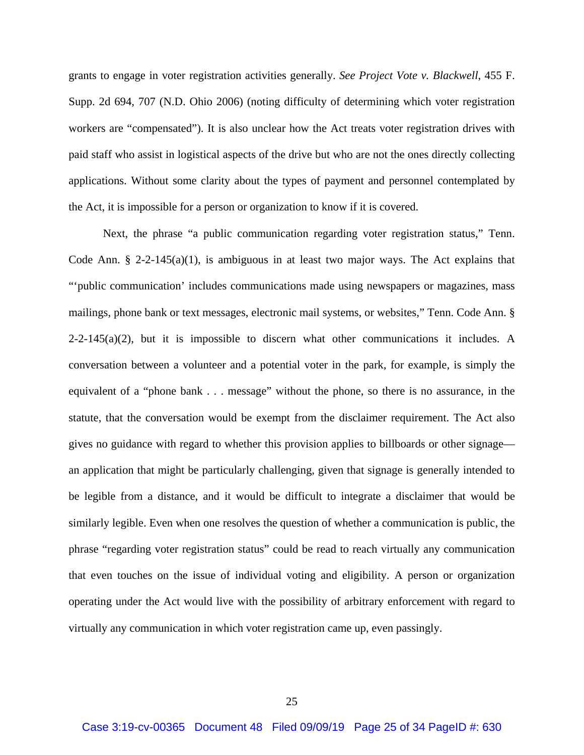grants to engage in voter registration activities generally. *See Project Vote v. Blackwell*, 455 F. Supp. 2d 694, 707 (N.D. Ohio 2006) (noting difficulty of determining which voter registration workers are "compensated"). It is also unclear how the Act treats voter registration drives with paid staff who assist in logistical aspects of the drive but who are not the ones directly collecting applications. Without some clarity about the types of payment and personnel contemplated by the Act, it is impossible for a person or organization to know if it is covered.

Next, the phrase "a public communication regarding voter registration status," Tenn. Code Ann. § 2-2-145(a)(1), is ambiguous in at least two major ways. The Act explains that "'public communication' includes communications made using newspapers or magazines, mass mailings, phone bank or text messages, electronic mail systems, or websites," Tenn. Code Ann. § 2-2-145(a)(2), but it is impossible to discern what other communications it includes. A conversation between a volunteer and a potential voter in the park, for example, is simply the equivalent of a "phone bank . . . message" without the phone, so there is no assurance, in the statute, that the conversation would be exempt from the disclaimer requirement. The Act also gives no guidance with regard to whether this provision applies to billboards or other signage—an application that might be particularly challenging, given that signage is generally intended to be legible from a distance, and it would be difficult to integrate a disclaimer that would be similarly legible. Even when one resolves the question of whether a communication is public, the phrase "regarding voter registration status" could be read to reach virtually any communication that even touches on the issue of individual voting and eligibility. A person or organization operating under the Act would live with the possibility of arbitrary enforcement with regard to virtually any communication in which voter registration came up, even passingly.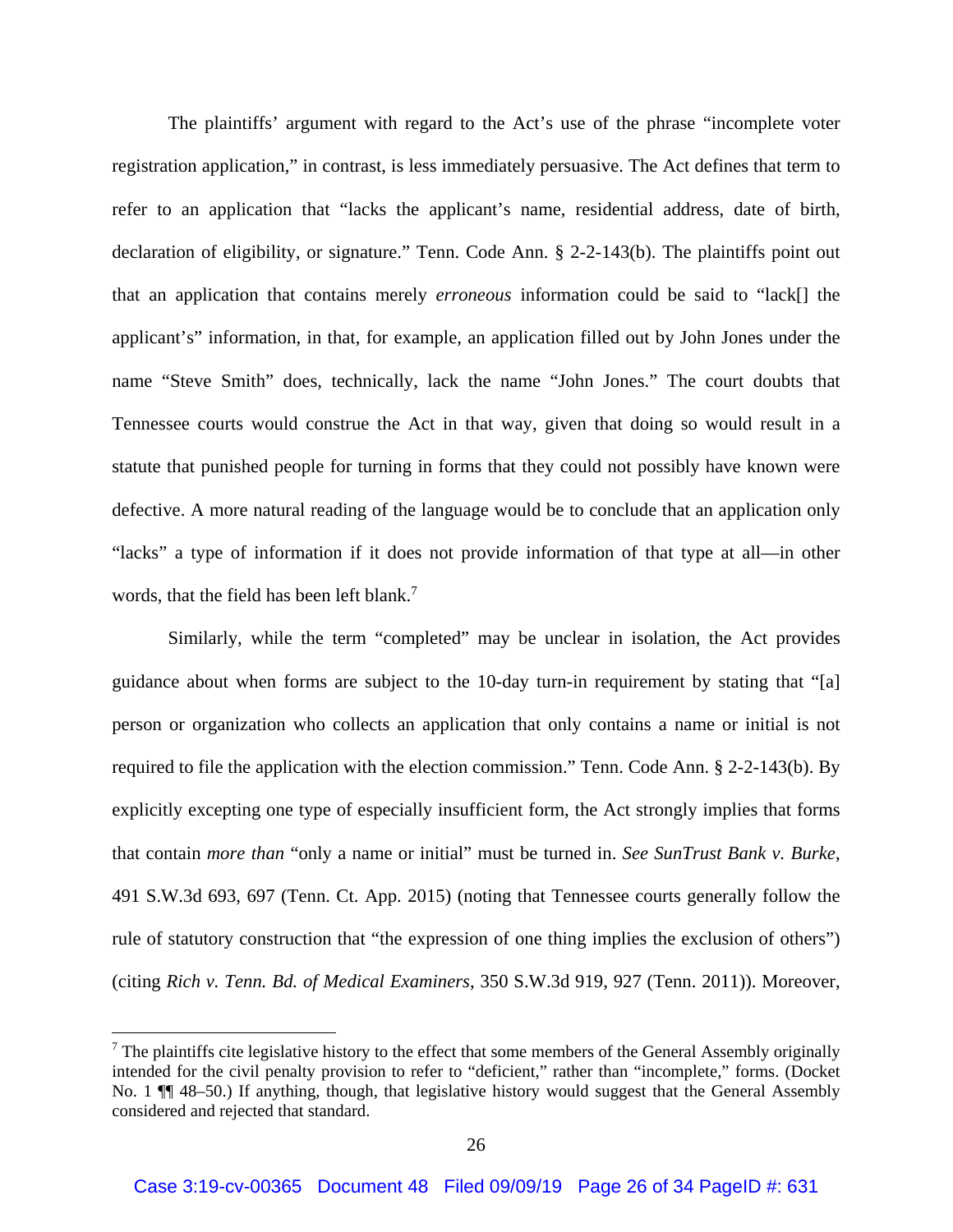The plaintiffs' argument with regard to the Act's use of the phrase "incomplete voter registration application," in contrast, is less immediately persuasive. The Act defines that term to refer to an application that "lacks the applicant's name, residential address, date of birth, declaration of eligibility, or signature." Tenn. Code Ann. § 2-2-143(b). The plaintiffs point out that an application that contains merely *erroneous* information could be said to "lack[] the applicant's" information, in that, for example, an application filled out by John Jones under the name "Steve Smith" does, technically, lack the name "John Jones." The court doubts that Tennessee courts would construe the Act in that way, given that doing so would result in a statute that punished people for turning in forms that they could not possibly have known were defective. A more natural reading of the language would be to conclude that an application only "lacks" a type of information if it does not provide information of that type at all—in other words, that the field has been left blank.[7]

Similarly, while the term "completed" may be unclear in isolation, the Act provides guidance about when forms are subject to the 10-day turn-in requirement by stating that "[a] person or organization who collects an application that only contains a name or initial is not required to file the application with the election commission." Tenn. Code Ann. § 2-2-143(b). By explicitly excepting one type of especially insufficient form, the Act strongly implies that forms that contain *more than* "only a name or initial" must be turned in. *See SunTrust Bank v. Burke*, 491 S.W.3d 693, 697 (Tenn. Ct. App. 2015) (noting that Tennessee courts generally follow the rule of statutory construction that "the expression of one thing implies the exclusion of others") (citing *Rich v. Tenn. Bd. of Medical Examiners*, 350 S.W.3d 919, 927 (Tenn. 2011)). Moreover,

---

[7] The plaintiffs cite legislative history to the effect that some members of the General Assembly originally intended for the civil penalty provision to refer to "deficient," rather than "incomplete," forms. (Docket No. 1 ¶¶ 48–50.) If anything, though, that legislative history would suggest that the General Assembly considered and rejected that standard.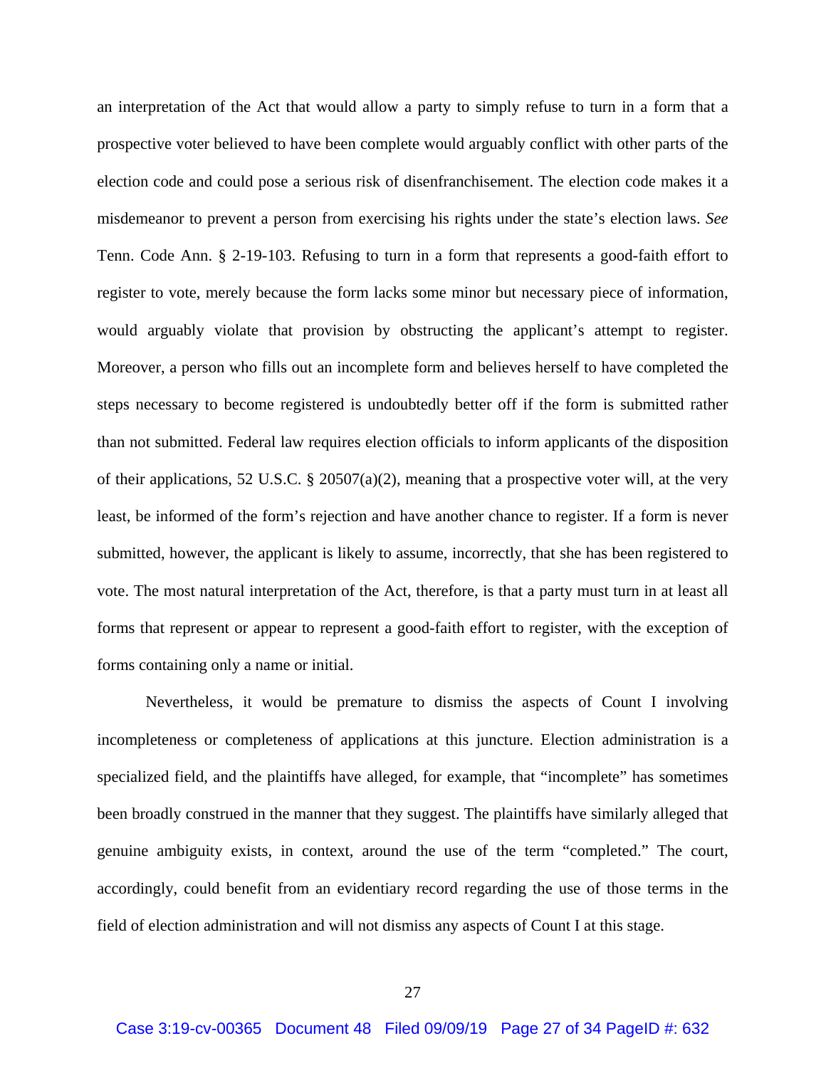an interpretation of the Act that would allow a party to simply refuse to turn in a form that a prospective voter believed to have been complete would arguably conflict with other parts of the election code and could pose a serious risk of disenfranchisement. The election code makes it a misdemeanor to prevent a person from exercising his rights under the state's election laws. *See* Tenn. Code Ann. § 2-19-103. Refusing to turn in a form that represents a good-faith effort to register to vote, merely because the form lacks some minor but necessary piece of information, would arguably violate that provision by obstructing the applicant's attempt to register. Moreover, a person who fills out an incomplete form and believes herself to have completed the steps necessary to become registered is undoubtedly better off if the form is submitted rather than not submitted. Federal law requires election officials to inform applicants of the disposition of their applications, 52 U.S.C. § 20507(a)(2), meaning that a prospective voter will, at the very least, be informed of the form's rejection and have another chance to register. If a form is never submitted, however, the applicant is likely to assume, incorrectly, that she has been registered to vote. The most natural interpretation of the Act, therefore, is that a party must turn in at least all forms that represent or appear to represent a good-faith effort to register, with the exception of forms containing only a name or initial.

Nevertheless, it would be premature to dismiss the aspects of Count I involving incompleteness or completeness of applications at this juncture. Election administration is a specialized field, and the plaintiffs have alleged, for example, that "incomplete" has sometimes been broadly construed in the manner that they suggest. The plaintiffs have similarly alleged that genuine ambiguity exists, in context, around the use of the term "completed." The court, accordingly, could benefit from an evidentiary record regarding the use of those terms in the field of election administration and will not dismiss any aspects of Count I at this stage.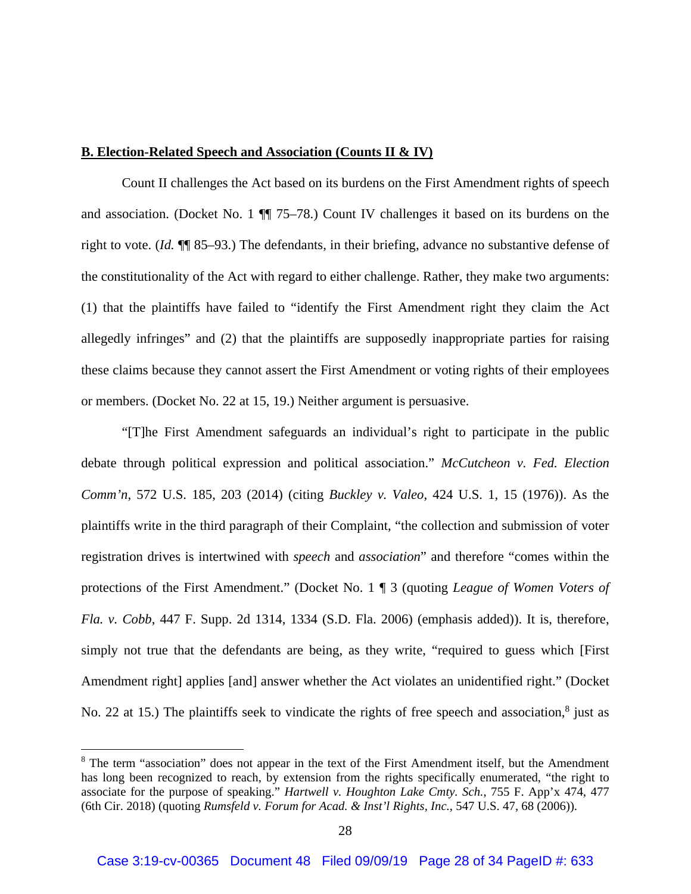**B. Election-Related Speech and Association (Counts II & IV)**

Count II challenges the Act based on its burdens on the First Amendment rights of speech and association. (Docket No. 1 ¶¶ 75–78.) Count IV challenges it based on its burdens on the right to vote. (*Id.* ¶¶ 85–93.) The defendants, in their briefing, advance no substantive defense of the constitutionality of the Act with regard to either challenge. Rather, they make two arguments: (1) that the plaintiffs have failed to "identify the First Amendment right they claim the Act allegedly infringes" and (2) that the plaintiffs are supposedly inappropriate parties for raising these claims because they cannot assert the First Amendment or voting rights of their employees or members. (Docket No. 22 at 15, 19.) Neither argument is persuasive.

"[T]he First Amendment safeguards an individual's right to participate in the public debate through political expression and political association." *McCutcheon v. Fed. Election Comm'n*, 572 U.S. 185, 203 (2014) (citing *Buckley v. Valeo*, 424 U.S. 1, 15 (1976)). As the plaintiffs write in the third paragraph of their Complaint, "the collection and submission of voter registration drives is intertwined with *speech* and *association*" and therefore "comes within the protections of the First Amendment." (Docket No. 1 ¶ 3 (quoting *League of Women Voters of Fla. v. Cobb*, 447 F. Supp. 2d 1314, 1334 (S.D. Fla. 2006) (emphasis added)). It is, therefore, simply not true that the defendants are being, as they write, "required to guess which [First Amendment right] applies [and] answer whether the Act violates an unidentified right." (Docket No. 22 at 15.) The plaintiffs seek to vindicate the rights of free speech and association,[8] just as

[8] The term "association" does not appear in the text of the First Amendment itself, but the Amendment has long been recognized to reach, by extension from the rights specifically enumerated, "the right to associate for the purpose of speaking." *Hartwell v. Houghton Lake Cmty. Sch.*, 755 F. App'x 474, 477 (6th Cir. 2018) (quoting *Rumsfeld v. Forum for Acad. & Inst'l Rights, Inc.*, 547 U.S. 47, 68 (2006)).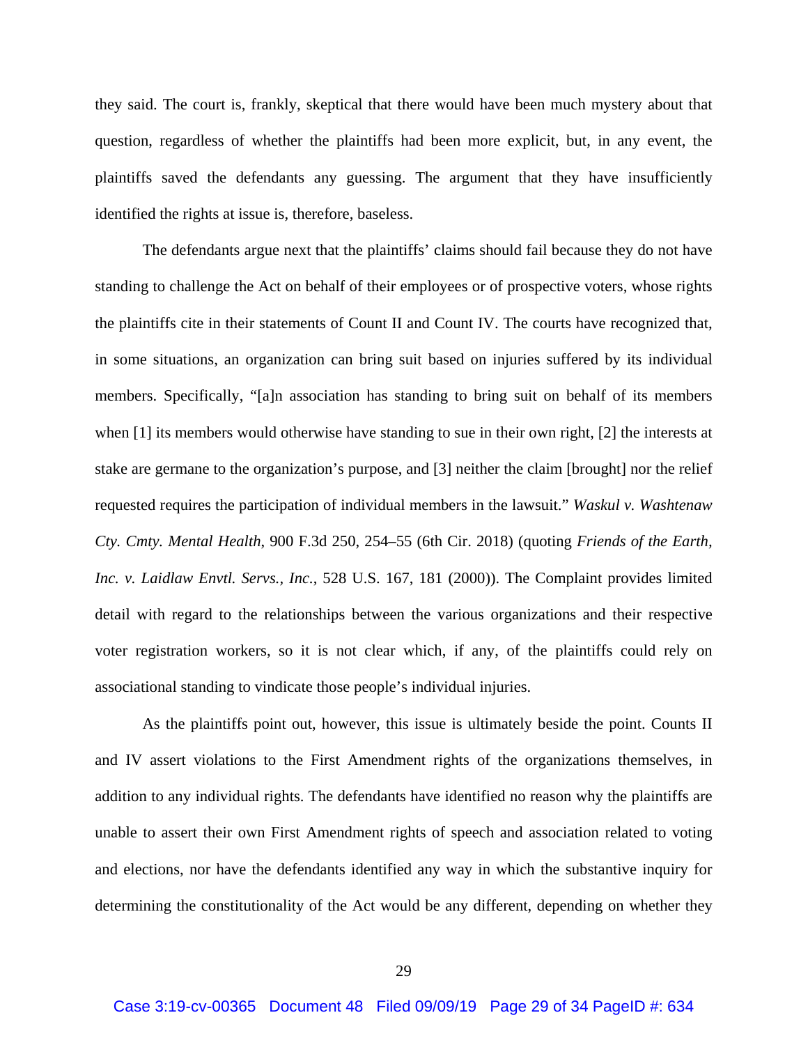they said. The court is, frankly, skeptical that there would have been much mystery about that question, regardless of whether the plaintiffs had been more explicit, but, in any event, the plaintiffs saved the defendants any guessing. The argument that they have insufficiently identified the rights at issue is, therefore, baseless.

The defendants argue next that the plaintiffs' claims should fail because they do not have standing to challenge the Act on behalf of their employees or of prospective voters, whose rights the plaintiffs cite in their statements of Count II and Count IV. The courts have recognized that, in some situations, an organization can bring suit based on injuries suffered by its individual members. Specifically, "[a]n association has standing to bring suit on behalf of its members when [1] its members would otherwise have standing to sue in their own right, [2] the interests at stake are germane to the organization's purpose, and [3] neither the claim [brought] nor the relief requested requires the participation of individual members in the lawsuit." *Waskul v. Washtenaw Cty. Cmty. Mental Health*, 900 F.3d 250, 254–55 (6th Cir. 2018) (quoting *Friends of the Earth, Inc. v. Laidlaw Envtl. Servs., Inc.*, 528 U.S. 167, 181 (2000)). The Complaint provides limited detail with regard to the relationships between the various organizations and their respective voter registration workers, so it is not clear which, if any, of the plaintiffs could rely on associational standing to vindicate those people's individual injuries.

As the plaintiffs point out, however, this issue is ultimately beside the point. Counts II and IV assert violations to the First Amendment rights of the organizations themselves, in addition to any individual rights. The defendants have identified no reason why the plaintiffs are unable to assert their own First Amendment rights of speech and association related to voting and elections, nor have the defendants identified any way in which the substantive inquiry for determining the constitutionality of the Act would be any different, depending on whether they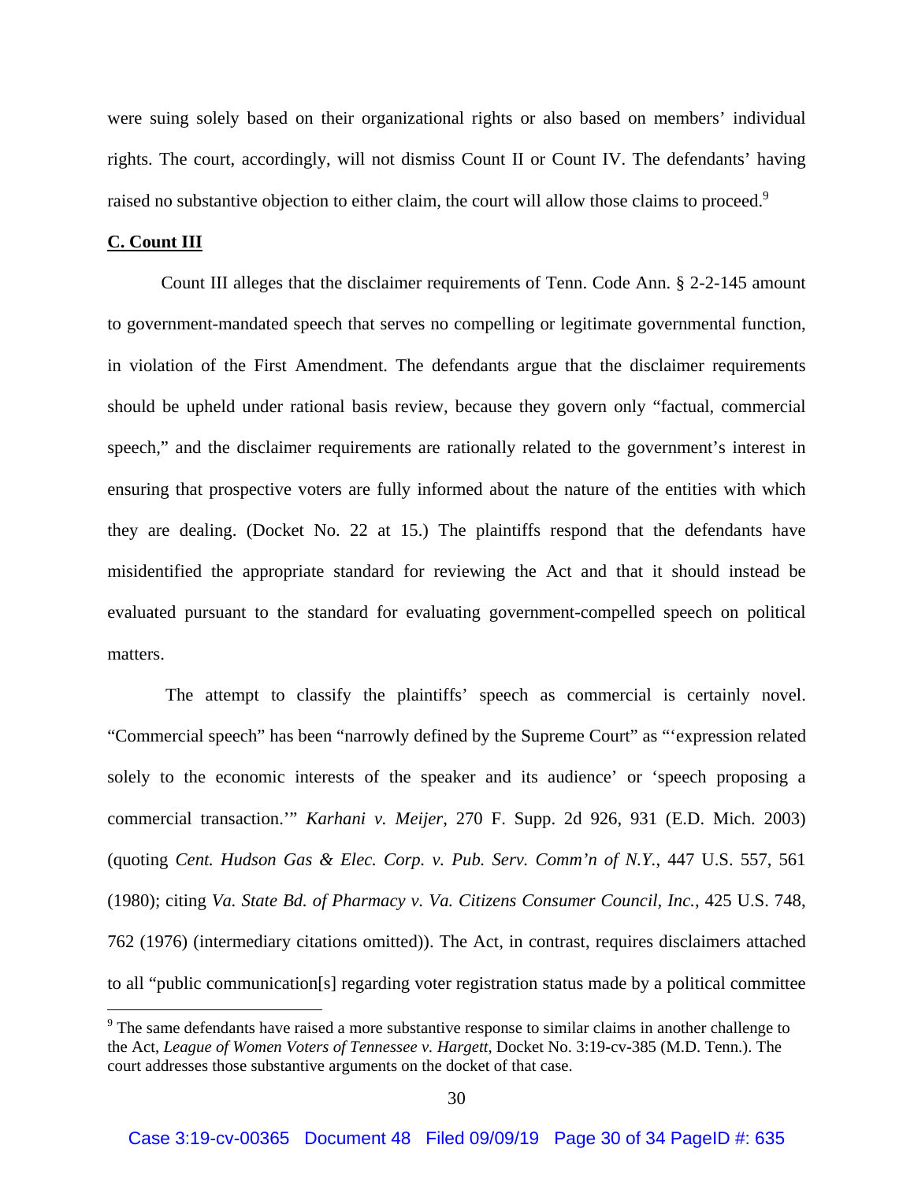were suing solely based on their organizational rights or also based on members' individual rights. The court, accordingly, will not dismiss Count II or Count IV. The defendants' having raised no substantive objection to either claim, the court will allow those claims to proceed.[9]

**C. Count III**

Count III alleges that the disclaimer requirements of Tenn. Code Ann. § 2-2-145 amount to government-mandated speech that serves no compelling or legitimate governmental function, in violation of the First Amendment. The defendants argue that the disclaimer requirements should be upheld under rational basis review, because they govern only "factual, commercial speech," and the disclaimer requirements are rationally related to the government's interest in ensuring that prospective voters are fully informed about the nature of the entities with which they are dealing. (Docket No. 22 at 15.) The plaintiffs respond that the defendants have misidentified the appropriate standard for reviewing the Act and that it should instead be evaluated pursuant to the standard for evaluating government-compelled speech on political matters.

The attempt to classify the plaintiffs' speech as commercial is certainly novel. "Commercial speech" has been "narrowly defined by the Supreme Court" as "'expression related solely to the economic interests of the speaker and its audience' or 'speech proposing a commercial transaction.'" *Karhani v. Meijer*, 270 F. Supp. 2d 926, 931 (E.D. Mich. 2003) (quoting *Cent. Hudson Gas & Elec. Corp. v. Pub. Serv. Comm'n of N.Y.*, 447 U.S. 557, 561 (1980); citing *Va. State Bd. of Pharmacy v. Va. Citizens Consumer Council, Inc.*, 425 U.S. 748, 762 (1976) (intermediary citations omitted)). The Act, in contrast, requires disclaimers attached to all "public communication[s] regarding voter registration status made by a political committee

[9] The same defendants have raised a more substantive response to similar claims in another challenge to the Act, *League of Women Voters of Tennessee v. Hargett*, Docket No. 3:19-cv-385 (M.D. Tenn.). The court addresses those substantive arguments on the docket of that case.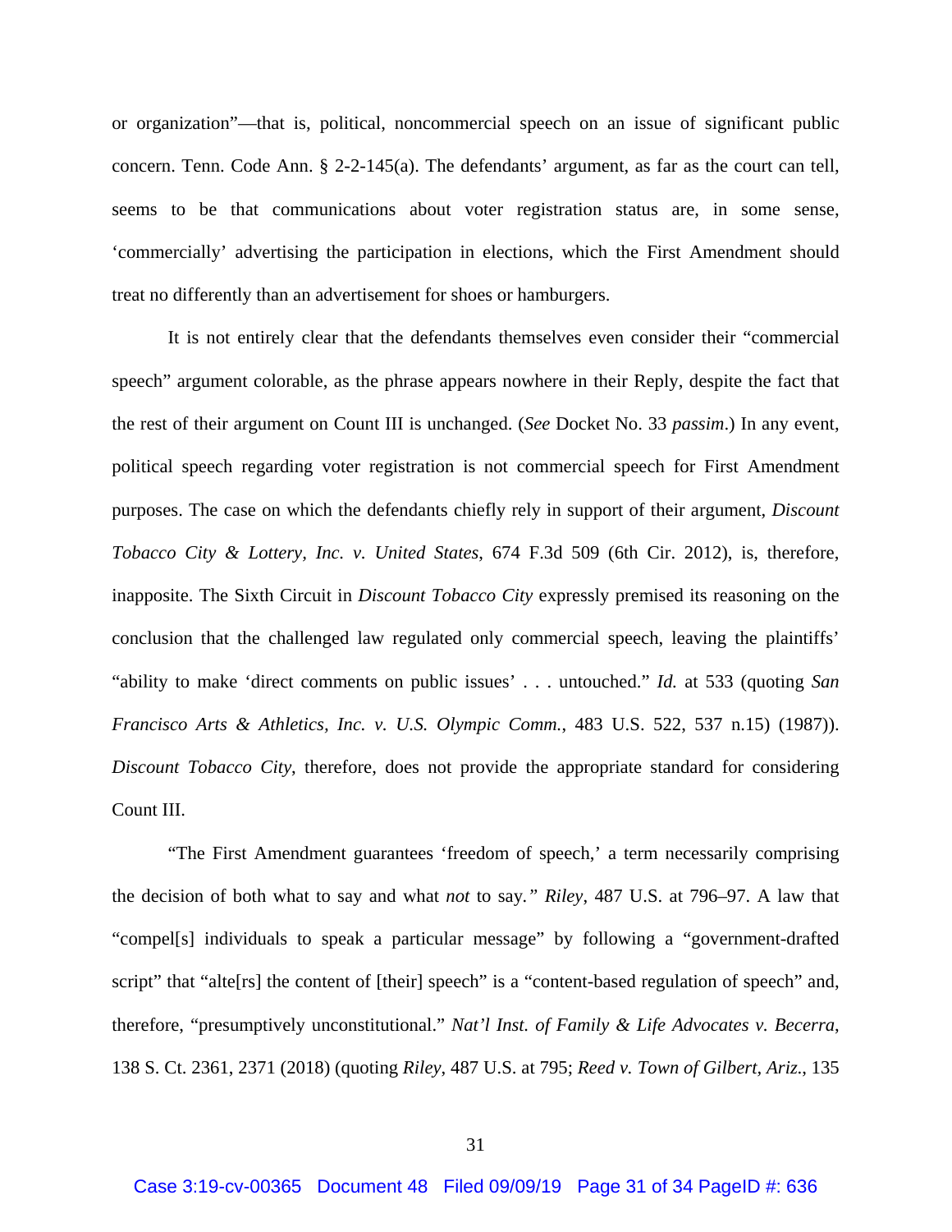or organization"—that is, political, noncommercial speech on an issue of significant public concern. Tenn. Code Ann. § 2-2-145(a). The defendants' argument, as far as the court can tell, seems to be that communications about voter registration status are, in some sense, 'commercially' advertising the participation in elections, which the First Amendment should treat no differently than an advertisement for shoes or hamburgers.

It is not entirely clear that the defendants themselves even consider their "commercial speech" argument colorable, as the phrase appears nowhere in their Reply, despite the fact that the rest of their argument on Count III is unchanged. (*See* Docket No. 33 *passim*.) In any event, political speech regarding voter registration is not commercial speech for First Amendment purposes. The case on which the defendants chiefly rely in support of their argument, *Discount Tobacco City & Lottery, Inc. v. United States*, 674 F.3d 509 (6th Cir. 2012), is, therefore, inapposite. The Sixth Circuit in *Discount Tobacco City* expressly premised its reasoning on the conclusion that the challenged law regulated only commercial speech, leaving the plaintiffs' "ability to make 'direct comments on public issues' . . . untouched." *Id.* at 533 (quoting *San Francisco Arts & Athletics, Inc. v. U.S. Olympic Comm.*, 483 U.S. 522, 537 n.15) (1987)). *Discount Tobacco City*, therefore, does not provide the appropriate standard for considering Count III.

"The First Amendment guarantees 'freedom of speech,' a term necessarily comprising the decision of both what to say and what *not* to say.*"* *Riley*, 487 U.S. at 796–97. A law that "compel[s] individuals to speak a particular message" by following a "government-drafted script" that "alte[rs] the content of [their] speech" is a "content-based regulation of speech" and, therefore, "presumptively unconstitutional." *Nat'l Inst. of Family & Life Advocates v. Becerra*, 138 S. Ct. 2361, 2371 (2018) (quoting *Riley*, 487 U.S. at 795; *Reed v. Town of Gilbert, Ariz.*, 135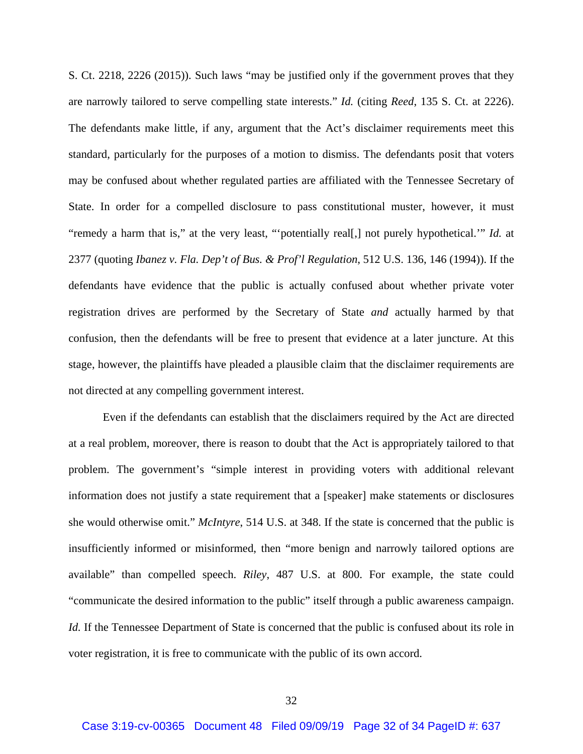S. Ct. 2218, 2226 (2015)). Such laws "may be justified only if the government proves that they are narrowly tailored to serve compelling state interests." *Id.* (citing *Reed*, 135 S. Ct. at 2226). The defendants make little, if any, argument that the Act's disclaimer requirements meet this standard, particularly for the purposes of a motion to dismiss. The defendants posit that voters may be confused about whether regulated parties are affiliated with the Tennessee Secretary of State. In order for a compelled disclosure to pass constitutional muster, however, it must "remedy a harm that is," at the very least, "'potentially real[,] not purely hypothetical.'" *Id.* at 2377 (quoting *Ibanez v. Fla. Dep't of Bus. & Prof'l Regulation*, 512 U.S. 136, 146 (1994)). If the defendants have evidence that the public is actually confused about whether private voter registration drives are performed by the Secretary of State *and* actually harmed by that confusion, then the defendants will be free to present that evidence at a later juncture. At this stage, however, the plaintiffs have pleaded a plausible claim that the disclaimer requirements are not directed at any compelling government interest.

Even if the defendants can establish that the disclaimers required by the Act are directed at a real problem, moreover, there is reason to doubt that the Act is appropriately tailored to that problem. The government's "simple interest in providing voters with additional relevant information does not justify a state requirement that a [speaker] make statements or disclosures she would otherwise omit." *McIntyre*, 514 U.S. at 348. If the state is concerned that the public is insufficiently informed or misinformed, then "more benign and narrowly tailored options are available" than compelled speech. *Riley*, 487 U.S. at 800. For example, the state could "communicate the desired information to the public" itself through a public awareness campaign. *Id.* If the Tennessee Department of State is concerned that the public is confused about its role in voter registration, it is free to communicate with the public of its own accord.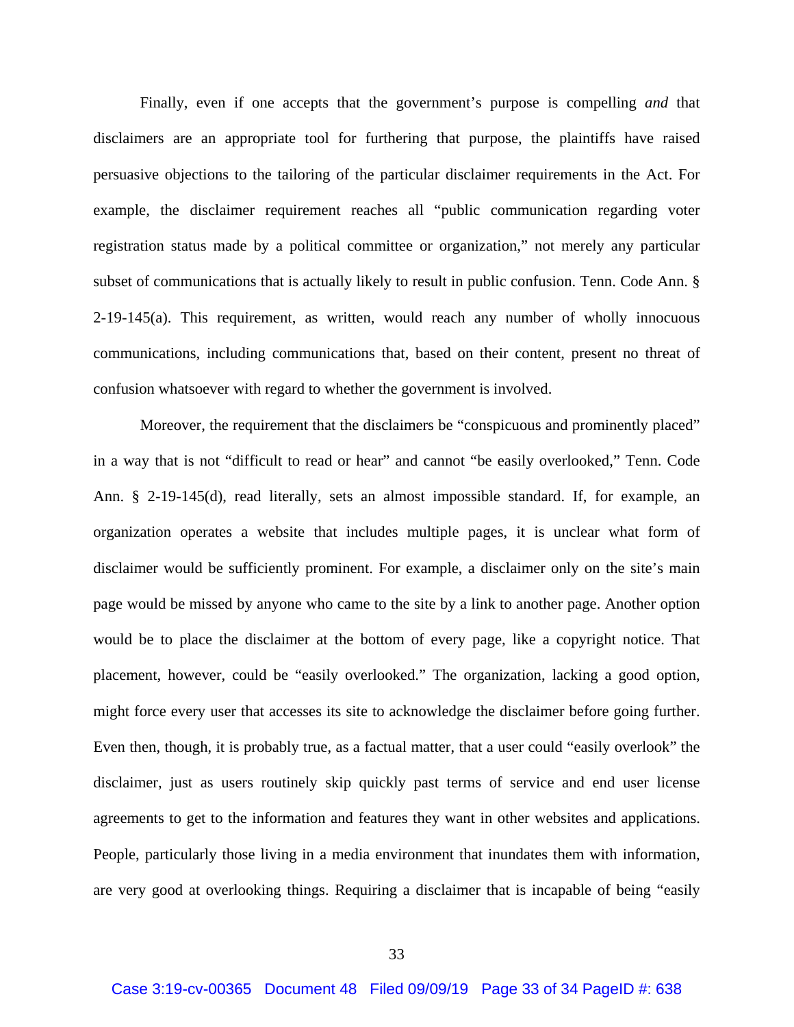Finally, even if one accepts that the government's purpose is compelling *and* that disclaimers are an appropriate tool for furthering that purpose, the plaintiffs have raised persuasive objections to the tailoring of the particular disclaimer requirements in the Act. For example, the disclaimer requirement reaches all "public communication regarding voter registration status made by a political committee or organization," not merely any particular subset of communications that is actually likely to result in public confusion. Tenn. Code Ann. § 2-19-145(a). This requirement, as written, would reach any number of wholly innocuous communications, including communications that, based on their content, present no threat of confusion whatsoever with regard to whether the government is involved.

Moreover, the requirement that the disclaimers be "conspicuous and prominently placed" in a way that is not "difficult to read or hear" and cannot "be easily overlooked," Tenn. Code Ann. § 2-19-145(d), read literally, sets an almost impossible standard. If, for example, an organization operates a website that includes multiple pages, it is unclear what form of disclaimer would be sufficiently prominent. For example, a disclaimer only on the site's main page would be missed by anyone who came to the site by a link to another page. Another option would be to place the disclaimer at the bottom of every page, like a copyright notice. That placement, however, could be "easily overlooked." The organization, lacking a good option, might force every user that accesses its site to acknowledge the disclaimer before going further. Even then, though, it is probably true, as a factual matter, that a user could "easily overlook" the disclaimer, just as users routinely skip quickly past terms of service and end user license agreements to get to the information and features they want in other websites and applications. People, particularly those living in a media environment that inundates them with information, are very good at overlooking things. Requiring a disclaimer that is incapable of being "easily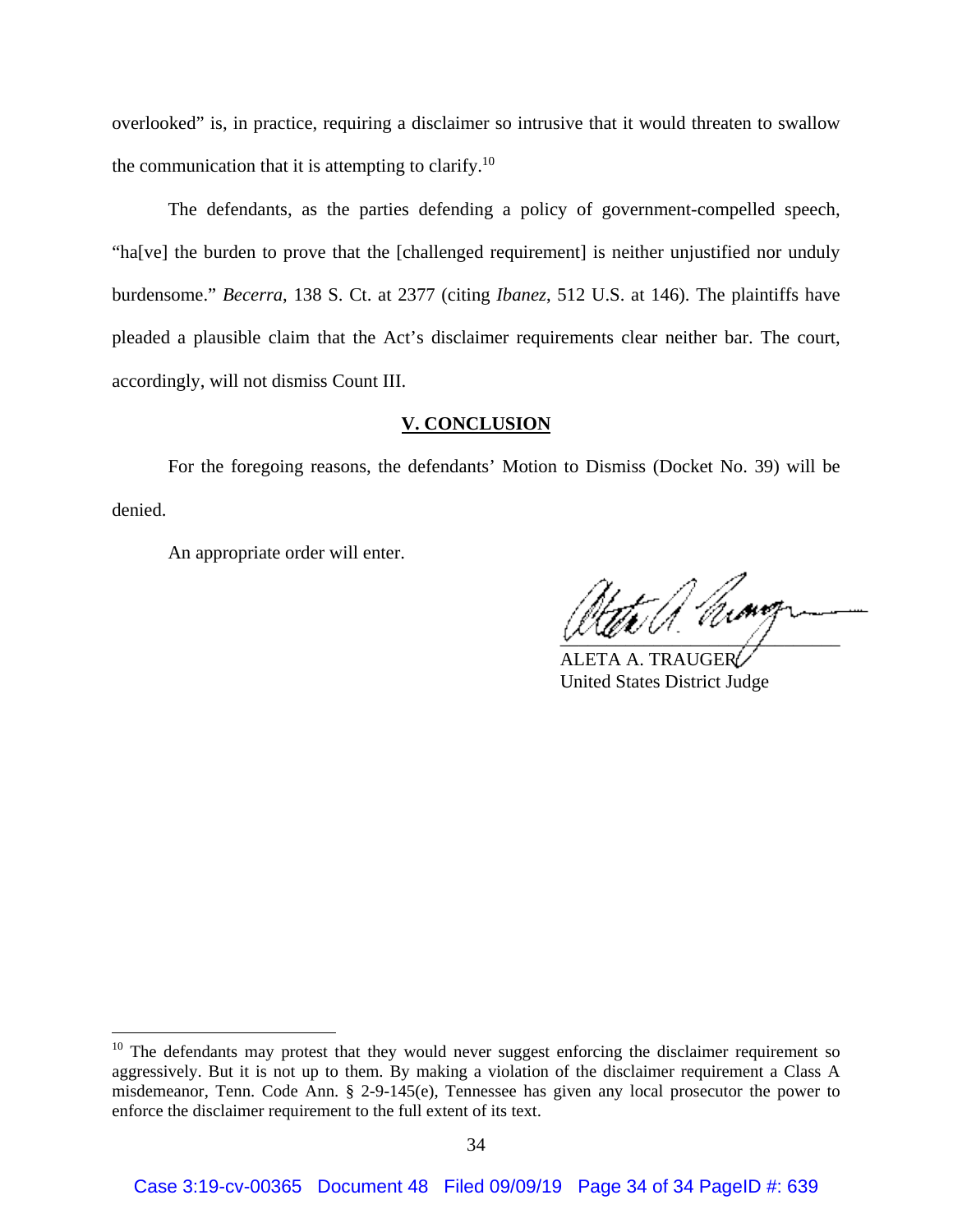overlooked" is, in practice, requiring a disclaimer so intrusive that it would threaten to swallow the communication that it is attempting to clarify.[10]

The defendants, as the parties defending a policy of government-compelled speech, "ha[ve] the burden to prove that the [challenged requirement] is neither unjustified nor unduly burdensome." *Becerra*, 138 S. Ct. at 2377 (citing *Ibanez*, 512 U.S. at 146). The plaintiffs have pleaded a plausible claim that the Act's disclaimer requirements clear neither bar. The court, accordingly, will not dismiss Count III.

## V. CONCLUSION

For the foregoing reasons, the defendants' Motion to Dismiss (Docket No. 39) will be denied.

An appropriate order will enter.

ALETA A. TRAUGER
United States District Judge

---

[10] The defendants may protest that they would never suggest enforcing the disclaimer requirement so aggressively. But it is not up to them. By making a violation of the disclaimer requirement a Class A misdemeanor, Tenn. Code Ann. § 2-9-145(e), Tennessee has given any local prosecutor the power to enforce the disclaimer requirement to the full extent of its text.